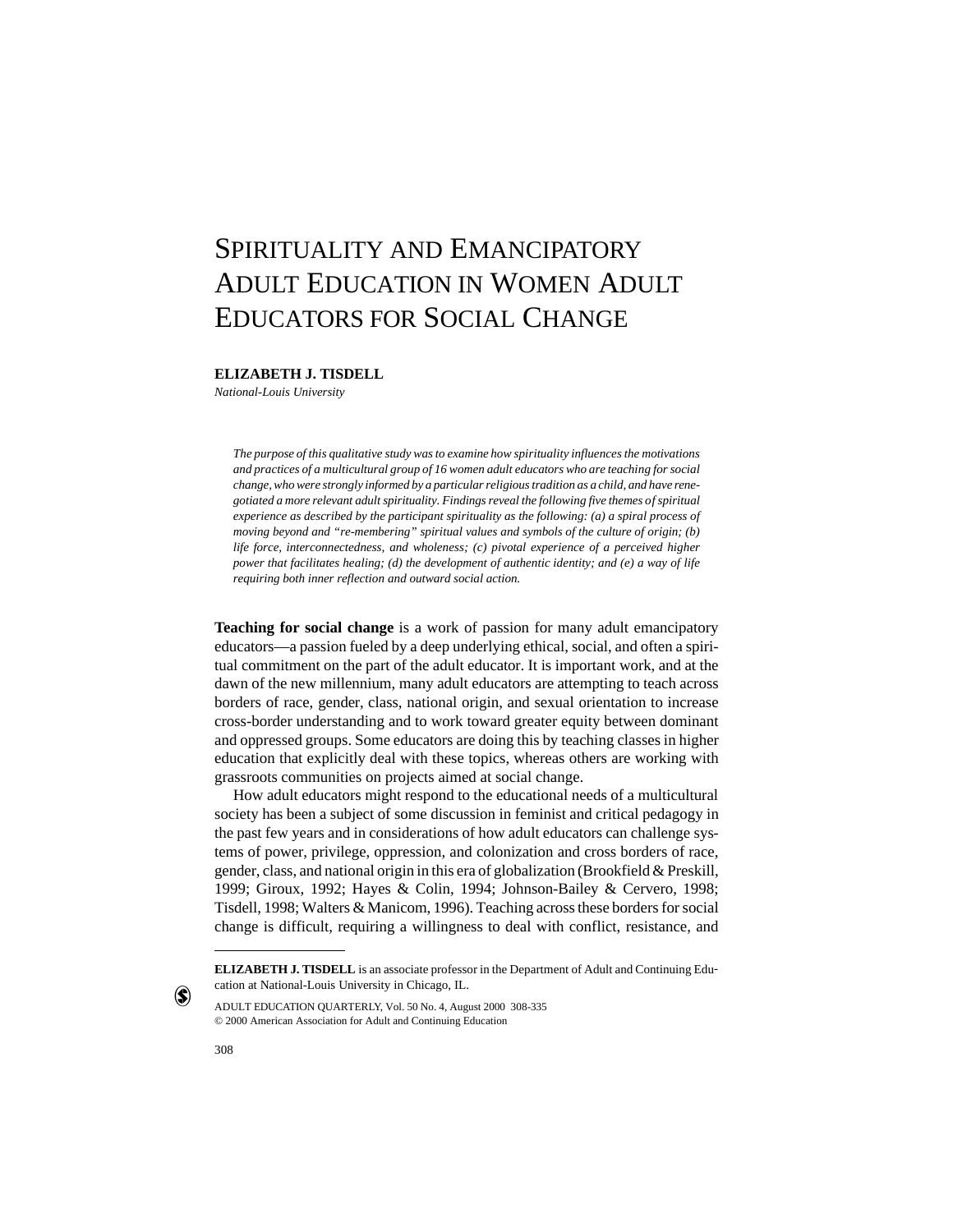# Spirituality and Emancipatory Adult Education in Women Adult Educators for Social Change

**ELIZABETH J. TISDELL**

*National-Louis University*

*The purpose of this qualitative study was to examine how spirituality influences the motivations and practices of a multicultural group of 16 women adult educators who are teaching for social change, who were strongly informed by a particular religious tradition as a child, and have renegotiated a more relevant adult spirituality. Findings reveal the following five themes of spiritual experience as described by the participant spirituality as the following: (a) a spiral process of moving beyond and "re-membering" spiritual values and symbols of the culture of origin; (b) life force, interconnectedness, and wholeness; (c) pivotal experience of a perceived higher power that facilitates healing; (d) the development of authentic identity; and (e) a way of life requiring both inner reflection and outward social action.*

**Teaching for social change** is a work of passion for many adult emancipatory educators—a passion fueled by a deep underlying ethical, social, and often a spiritual commitment on the part of the adult educator. It is important work, and at the dawn of the new millennium, many adult educators are attempting to teach across borders of race, gender, class, national origin, and sexual orientation to increase cross-border understanding and to work toward greater equity between dominant and oppressed groups. Some educators are doing this by teaching classes in higher education that explicitly deal with these topics, whereas others are working with grassroots communities on projects aimed at social change.

How adult educators might respond to the educational needs of a multicultural society has been a subject of some discussion in feminist and critical pedagogy in the past few years and in considerations of how adult educators can challenge systems of power, privilege, oppression, and colonization and cross borders of race, gender, class, and national origin in this era of globalization (Brookfield & Preskill, 1999; Giroux, 1992; Hayes & Colin, 1994; Johnson-Bailey & Cervero, 1998; Tisdell, 1998; Walters & Manicom, 1996). Teaching across these borders for social change is difficult, requiring a willingness to deal with conflict, resistance, and

---

**ELIZABETH J. TISDELL** is an associate professor in the Department of Adult and Continuing Education at National-Louis University in Chicago, IL.

ADULT EDUCATION QUARTERLY, Vol. 50 No. 4, August 2000 308-335
© 2000 American Association for Adult and Continuing Education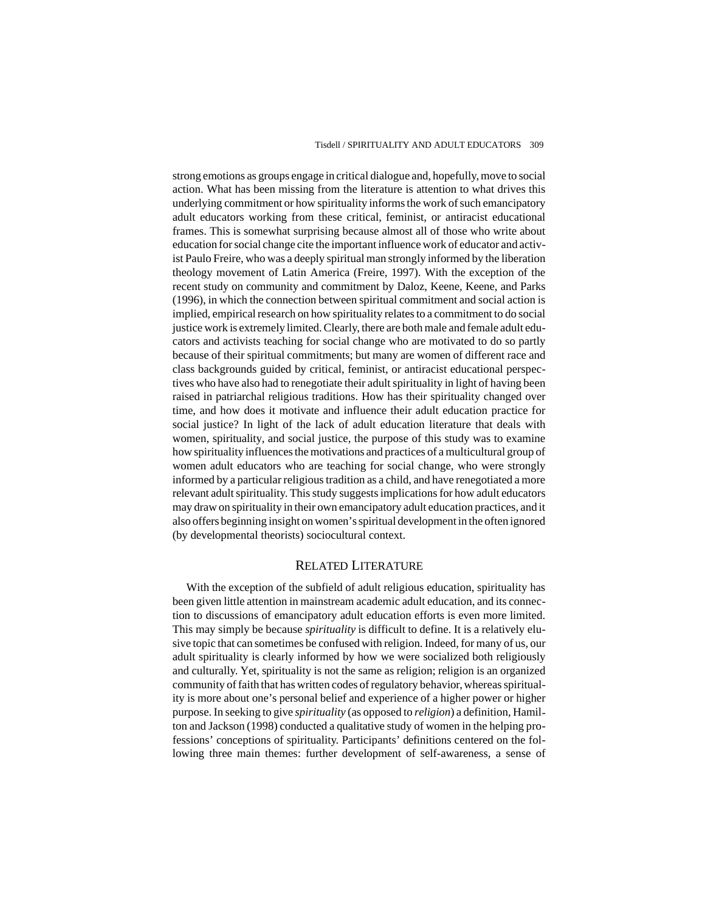strong emotions as groups engage in critical dialogue and, hopefully, move to social action. What has been missing from the literature is attention to what drives this underlying commitment or how spirituality informs the work of such emancipatory adult educators working from these critical, feminist, or antiracist educational frames. This is somewhat surprising because almost all of those who write about education for social change cite the important influence work of educator and activist Paulo Freire, who was a deeply spiritual man strongly informed by the liberation theology movement of Latin America (Freire, 1997). With the exception of the recent study on community and commitment by Daloz, Keene, Keene, and Parks (1996), in which the connection between spiritual commitment and social action is implied, empirical research on how spirituality relates to a commitment to do social justice work is extremely limited. Clearly, there are both male and female adult educators and activists teaching for social change who are motivated to do so partly because of their spiritual commitments; but many are women of different race and class backgrounds guided by critical, feminist, or antiracist educational perspectives who have also had to renegotiate their adult spirituality in light of having been raised in patriarchal religious traditions. How has their spirituality changed over time, and how does it motivate and influence their adult education practice for social justice? In light of the lack of adult education literature that deals with women, spirituality, and social justice, the purpose of this study was to examine how spirituality influences the motivations and practices of a multicultural group of women adult educators who are teaching for social change, who were strongly informed by a particular religious tradition as a child, and have renegotiated a more relevant adult spirituality. This study suggests implications for how adult educators may draw on spirituality in their own emancipatory adult education practices, and it also offers beginning insight on women's spiritual development in the often ignored (by developmental theorists) sociocultural context.

## RELATED LITERATURE

With the exception of the subfield of adult religious education, spirituality has been given little attention in mainstream academic adult education, and its connection to discussions of emancipatory adult education efforts is even more limited. This may simply be because *spirituality* is difficult to define. It is a relatively elusive topic that can sometimes be confused with religion. Indeed, for many of us, our adult spirituality is clearly informed by how we were socialized both religiously and culturally. Yet, spirituality is not the same as religion; religion is an organized community of faith that has written codes of regulatory behavior, whereas spirituality is more about one's personal belief and experience of a higher power or higher purpose. In seeking to give *spirituality* (as opposed to *religion*) a definition, Hamilton and Jackson (1998) conducted a qualitative study of women in the helping professions' conceptions of spirituality. Participants' definitions centered on the following three main themes: further development of self-awareness, a sense of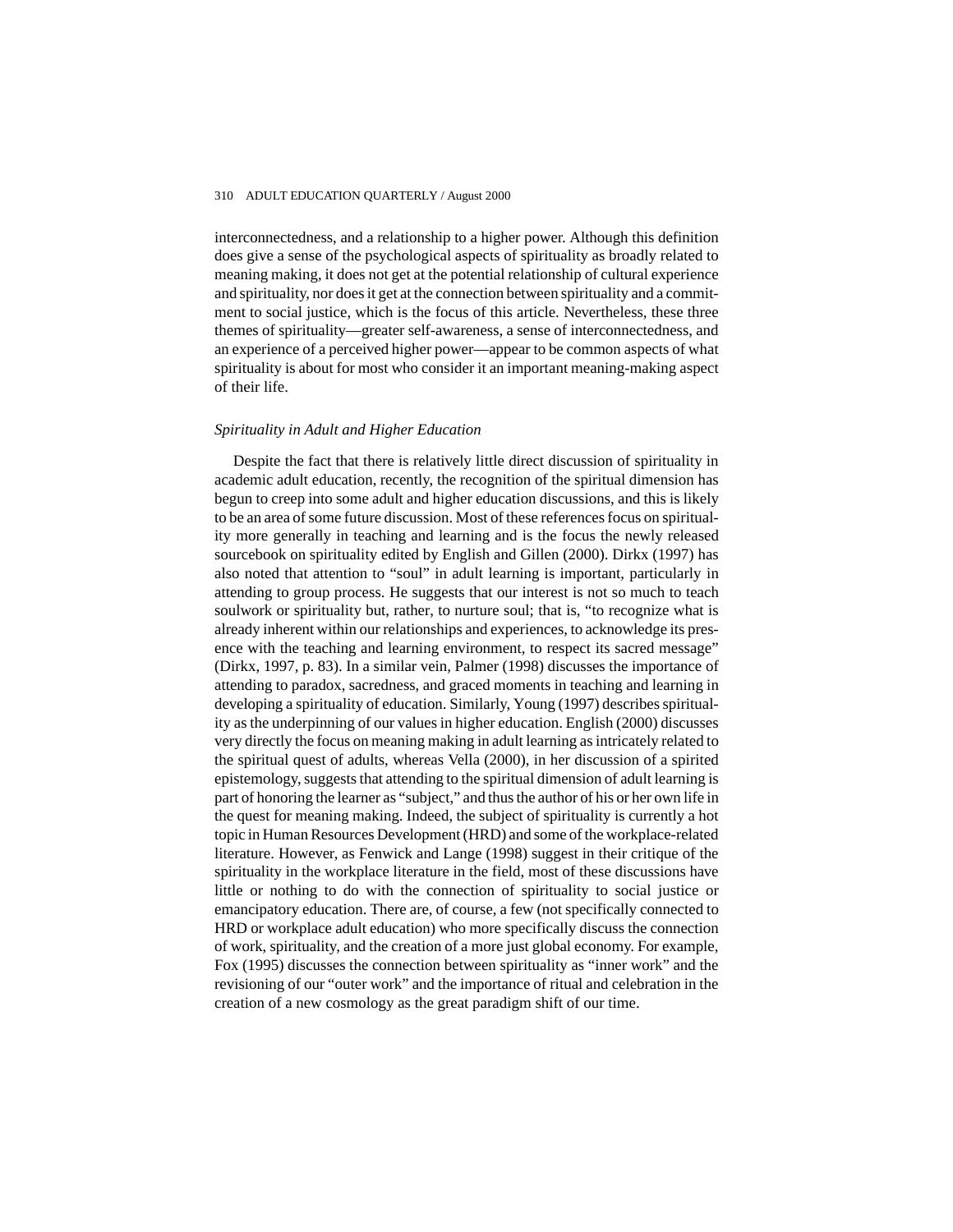interconnectedness, and a relationship to a higher power. Although this definition does give a sense of the psychological aspects of spirituality as broadly related to meaning making, it does not get at the potential relationship of cultural experience and spirituality, nor does it get at the connection between spirituality and a commitment to social justice, which is the focus of this article. Nevertheless, these three themes of spirituality—greater self-awareness, a sense of interconnectedness, and an experience of a perceived higher power—appear to be common aspects of what spirituality is about for most who consider it an important meaning-making aspect of their life.

### *Spirituality in Adult and Higher Education*

Despite the fact that there is relatively little direct discussion of spirituality in academic adult education, recently, the recognition of the spiritual dimension has begun to creep into some adult and higher education discussions, and this is likely to be an area of some future discussion. Most of these references focus on spirituality more generally in teaching and learning and is the focus the newly released sourcebook on spirituality edited by English and Gillen (2000). Dirkx (1997) has also noted that attention to "soul" in adult learning is important, particularly in attending to group process. He suggests that our interest is not so much to teach soulwork or spirituality but, rather, to nurture soul; that is, "to recognize what is already inherent within our relationships and experiences, to acknowledge its presence with the teaching and learning environment, to respect its sacred message" (Dirkx, 1997, p. 83). In a similar vein, Palmer (1998) discusses the importance of attending to paradox, sacredness, and graced moments in teaching and learning in developing a spirituality of education. Similarly, Young (1997) describes spirituality as the underpinning of our values in higher education. English (2000) discusses very directly the focus on meaning making in adult learning as intricately related to the spiritual quest of adults, whereas Vella (2000), in her discussion of a spirited epistemology, suggests that attending to the spiritual dimension of adult learning is part of honoring the learner as "subject," and thus the author of his or her own life in the quest for meaning making. Indeed, the subject of spirituality is currently a hot topic in Human Resources Development (HRD) and some of the workplace-related literature. However, as Fenwick and Lange (1998) suggest in their critique of the spirituality in the workplace literature in the field, most of these discussions have little or nothing to do with the connection of spirituality to social justice or emancipatory education. There are, of course, a few (not specifically connected to HRD or workplace adult education) who more specifically discuss the connection of work, spirituality, and the creation of a more just global economy. For example, Fox (1995) discusses the connection between spirituality as "inner work" and the revisioning of our "outer work" and the importance of ritual and celebration in the creation of a new cosmology as the great paradigm shift of our time.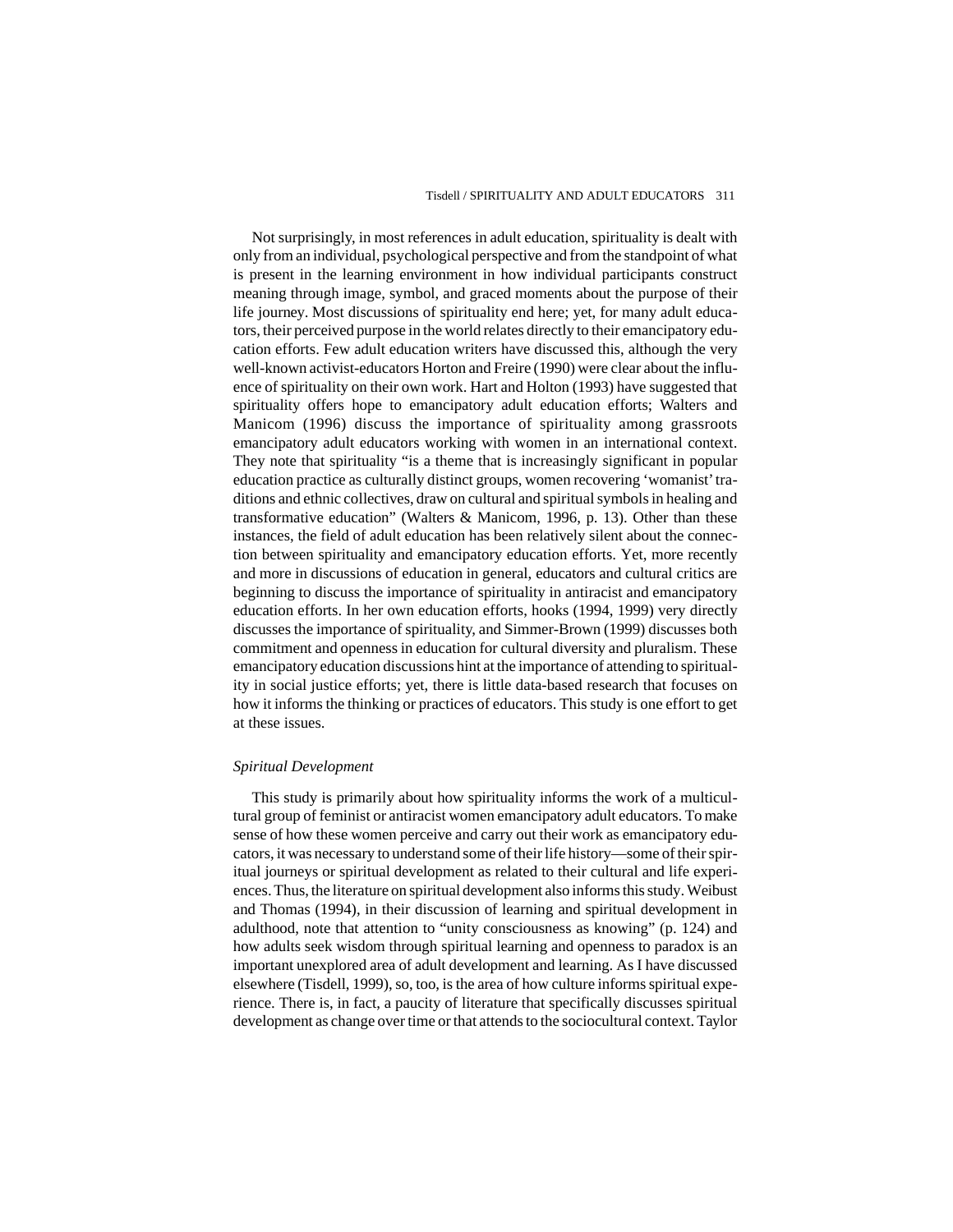Not surprisingly, in most references in adult education, spirituality is dealt with only from an individual, psychological perspective and from the standpoint of what is present in the learning environment in how individual participants construct meaning through image, symbol, and graced moments about the purpose of their life journey. Most discussions of spirituality end here; yet, for many adult educators, their perceived purpose in the world relates directly to their emancipatory education efforts. Few adult education writers have discussed this, although the very well-known activist-educators Horton and Freire (1990) were clear about the influence of spirituality on their own work. Hart and Holton (1993) have suggested that spirituality offers hope to emancipatory adult education efforts; Walters and Manicom (1996) discuss the importance of spirituality among grassroots emancipatory adult educators working with women in an international context. They note that spirituality "is a theme that is increasingly significant in popular education practice as culturally distinct groups, women recovering 'womanist' traditions and ethnic collectives, draw on cultural and spiritual symbols in healing and transformative education" (Walters & Manicom, 1996, p. 13). Other than these instances, the field of adult education has been relatively silent about the connection between spirituality and emancipatory education efforts. Yet, more recently and more in discussions of education in general, educators and cultural critics are beginning to discuss the importance of spirituality in antiracist and emancipatory education efforts. In her own education efforts, hooks (1994, 1999) very directly discusses the importance of spirituality, and Simmer-Brown (1999) discusses both commitment and openness in education for cultural diversity and pluralism. These emancipatory education discussions hint at the importance of attending to spirituality in social justice efforts; yet, there is little data-based research that focuses on how it informs the thinking or practices of educators. This study is one effort to get at these issues.

### *Spiritual Development*

This study is primarily about how spirituality informs the work of a multicultural group of feminist or antiracist women emancipatory adult educators. To make sense of how these women perceive and carry out their work as emancipatory educators, it was necessary to understand some of their life history—some of their spiritual journeys or spiritual development as related to their cultural and life experiences. Thus, the literature on spiritual development also informs this study. Weibust and Thomas (1994), in their discussion of learning and spiritual development in adulthood, note that attention to "unity consciousness as knowing" (p. 124) and how adults seek wisdom through spiritual learning and openness to paradox is an important unexplored area of adult development and learning. As I have discussed elsewhere (Tisdell, 1999), so, too, is the area of how culture informs spiritual experience. There is, in fact, a paucity of literature that specifically discusses spiritual development as change over time or that attends to the sociocultural context. Taylor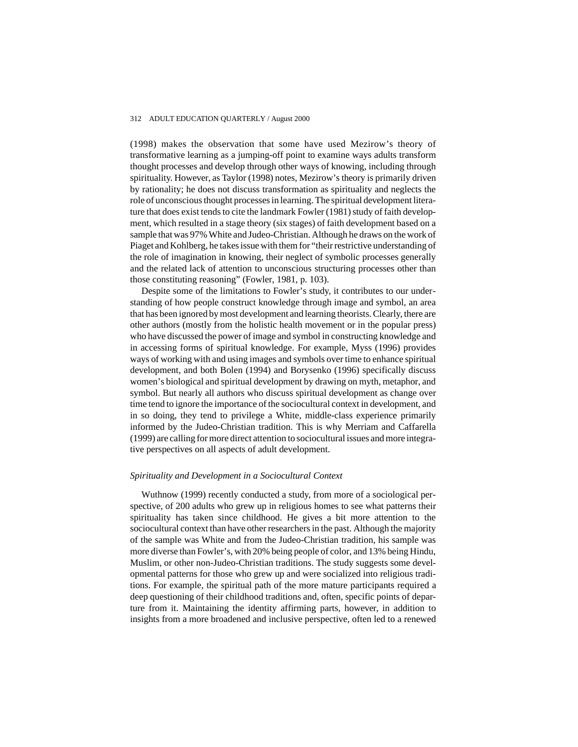(1998) makes the observation that some have used Mezirow's theory of transformative learning as a jumping-off point to examine ways adults transform thought processes and develop through other ways of knowing, including through spirituality. However, as Taylor (1998) notes, Mezirow's theory is primarily driven by rationality; he does not discuss transformation as spirituality and neglects the role of unconscious thought processes in learning. The spiritual development literature that does exist tends to cite the landmark Fowler (1981) study of faith development, which resulted in a stage theory (six stages) of faith development based on a sample that was 97% White and Judeo-Christian. Although he draws on the work of Piaget and Kohlberg, he takes issue with them for "their restrictive understanding of the role of imagination in knowing, their neglect of symbolic processes generally and the related lack of attention to unconscious structuring processes other than those constituting reasoning" (Fowler, 1981, p. 103).

Despite some of the limitations to Fowler's study, it contributes to our understanding of how people construct knowledge through image and symbol, an area that has been ignored by most development and learning theorists. Clearly, there are other authors (mostly from the holistic health movement or in the popular press) who have discussed the power of image and symbol in constructing knowledge and in accessing forms of spiritual knowledge. For example, Myss (1996) provides ways of working with and using images and symbols over time to enhance spiritual development, and both Bolen (1994) and Borysenko (1996) specifically discuss women's biological and spiritual development by drawing on myth, metaphor, and symbol. But nearly all authors who discuss spiritual development as change over time tend to ignore the importance of the sociocultural context in development, and in so doing, they tend to privilege a White, middle-class experience primarily informed by the Judeo-Christian tradition. This is why Merriam and Caffarella (1999) are calling for more direct attention to sociocultural issues and more integrative perspectives on all aspects of adult development.

### *Spirituality and Development in a Sociocultural Context*

Wuthnow (1999) recently conducted a study, from more of a sociological perspective, of 200 adults who grew up in religious homes to see what patterns their spirituality has taken since childhood. He gives a bit more attention to the sociocultural context than have other researchers in the past. Although the majority of the sample was White and from the Judeo-Christian tradition, his sample was more diverse than Fowler's, with 20% being people of color, and 13% being Hindu, Muslim, or other non-Judeo-Christian traditions. The study suggests some developmental patterns for those who grew up and were socialized into religious traditions. For example, the spiritual path of the more mature participants required a deep questioning of their childhood traditions and, often, specific points of departure from it. Maintaining the identity affirming parts, however, in addition to insights from a more broadened and inclusive perspective, often led to a renewed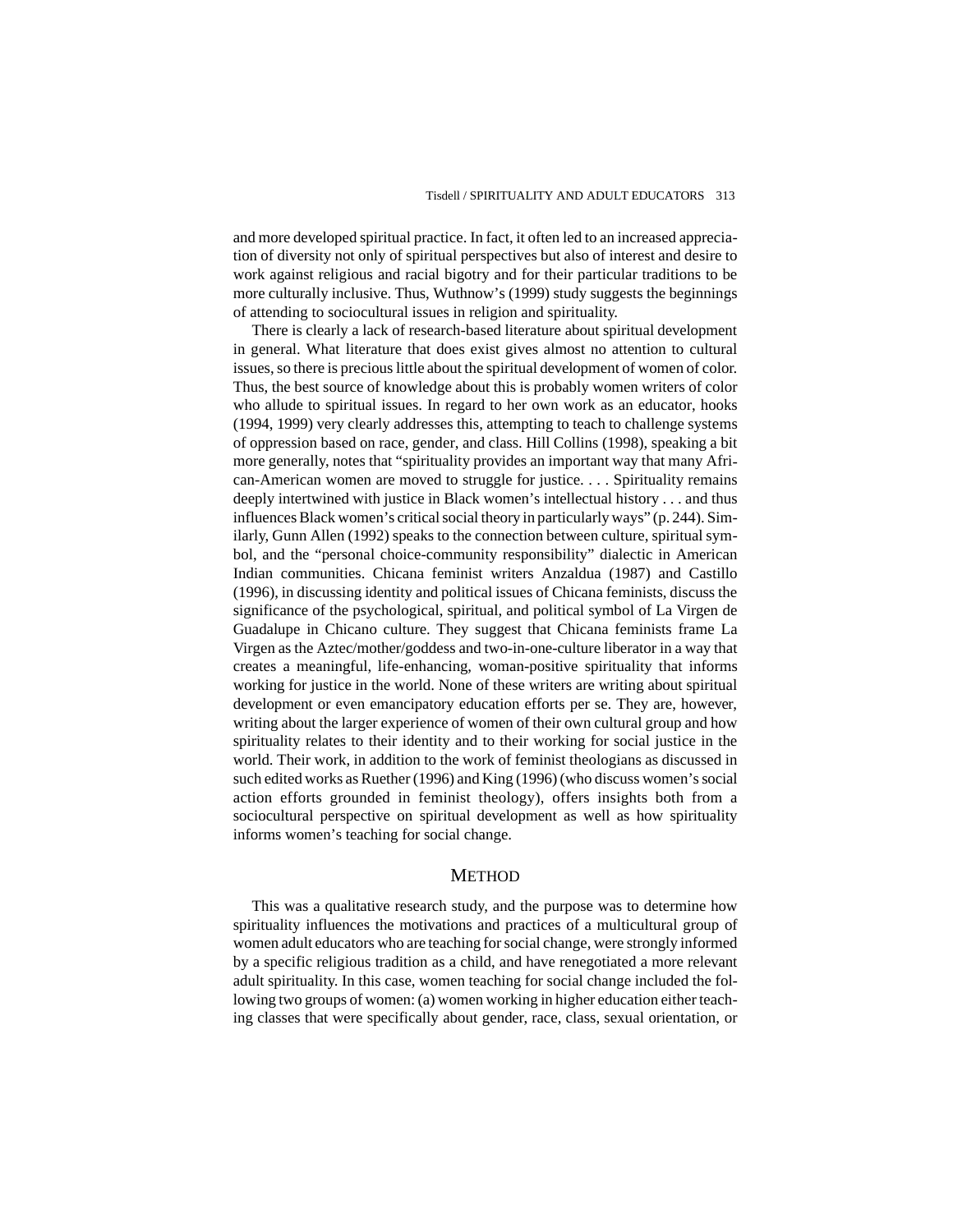and more developed spiritual practice. In fact, it often led to an increased appreciation of diversity not only of spiritual perspectives but also of interest and desire to work against religious and racial bigotry and for their particular traditions to be more culturally inclusive. Thus, Wuthnow's (1999) study suggests the beginnings of attending to sociocultural issues in religion and spirituality.

There is clearly a lack of research-based literature about spiritual development in general. What literature that does exist gives almost no attention to cultural issues, so there is precious little about the spiritual development of women of color. Thus, the best source of knowledge about this is probably women writers of color who allude to spiritual issues. In regard to her own work as an educator, hooks (1994, 1999) very clearly addresses this, attempting to teach to challenge systems of oppression based on race, gender, and class. Hill Collins (1998), speaking a bit more generally, notes that "spirituality provides an important way that many African-American women are moved to struggle for justice. . . . Spirituality remains deeply intertwined with justice in Black women's intellectual history . . . and thus influences Black women's critical social theory in particularly ways" (p. 244). Similarly, Gunn Allen (1992) speaks to the connection between culture, spiritual symbol, and the "personal choice-community responsibility" dialectic in American Indian communities. Chicana feminist writers Anzaldua (1987) and Castillo (1996), in discussing identity and political issues of Chicana feminists, discuss the significance of the psychological, spiritual, and political symbol of La Virgen de Guadalupe in Chicano culture. They suggest that Chicana feminists frame La Virgen as the Aztec/mother/goddess and two-in-one-culture liberator in a way that creates a meaningful, life-enhancing, woman-positive spirituality that informs working for justice in the world. None of these writers are writing about spiritual development or even emancipatory education efforts per se. They are, however, writing about the larger experience of women of their own cultural group and how spirituality relates to their identity and to their working for social justice in the world. Their work, in addition to the work of feminist theologians as discussed in such edited works as Ruether (1996) and King (1996) (who discuss women's social action efforts grounded in feminist theology), offers insights both from a sociocultural perspective on spiritual development as well as how spirituality informs women's teaching for social change.

## METHOD

This was a qualitative research study, and the purpose was to determine how spirituality influences the motivations and practices of a multicultural group of women adult educators who are teaching for social change, were strongly informed by a specific religious tradition as a child, and have renegotiated a more relevant adult spirituality. In this case, women teaching for social change included the following two groups of women: (a) women working in higher education either teaching classes that were specifically about gender, race, class, sexual orientation, or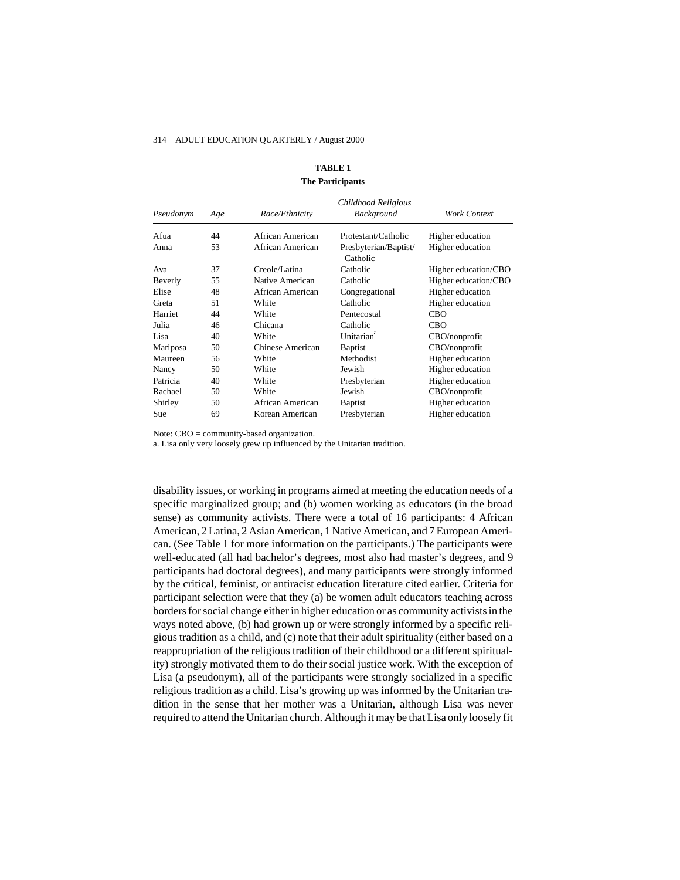**TABLE 1**
**The Participants**

| *Pseudonym* | *Age* | *Race/Ethnicity* | *Childhood Religious Background* | *Work Context* |
|---|---|---|---|---|
| Afua | 44 | African American | Protestant/Catholic | Higher education |
| Anna | 53 | African American | Presbyterian/Baptist/ Catholic | Higher education |
| Ava | 37 | Creole/Latina | Catholic | Higher education/CBO |
| Beverly | 55 | Native American | Catholic | Higher education/CBO |
| Elise | 48 | African American | Congregational | Higher education |
| Greta | 51 | White | Catholic | Higher education |
| Harriet | 44 | White | Pentecostal | CBO |
| Julia | 46 | Chicana | Catholic | CBO |
| Lisa | 40 | White | Unitarian[a] | CBO/nonprofit |
| Mariposa | 50 | Chinese American | Baptist | CBO/nonprofit |
| Maureen | 56 | White | Methodist | Higher education |
| Nancy | 50 | White | Jewish | Higher education |
| Patricia | 40 | White | Presbyterian | Higher education |
| Rachael | 50 | White | Jewish | CBO/nonprofit |
| Shirley | 50 | African American | Baptist | Higher education |
| Sue | 69 | Korean American | Presbyterian | Higher education |

Note: CBO = community-based organization.
a. Lisa only very loosely grew up influenced by the Unitarian tradition.

disability issues, or working in programs aimed at meeting the education needs of a specific marginalized group; and (b) women working as educators (in the broad sense) as community activists. There were a total of 16 participants: 4 African American, 2 Latina, 2 Asian American, 1 Native American, and 7 European American. (See Table 1 for more information on the participants.) The participants were well-educated (all had bachelor's degrees, most also had master's degrees, and 9 participants had doctoral degrees), and many participants were strongly informed by the critical, feminist, or antiracist education literature cited earlier. Criteria for participant selection were that they (a) be women adult educators teaching across borders for social change either in higher education or as community activists in the ways noted above, (b) had grown up or were strongly informed by a specific religious tradition as a child, and (c) note that their adult spirituality (either based on a reappropriation of the religious tradition of their childhood or a different spirituality) strongly motivated them to do their social justice work. With the exception of Lisa (a pseudonym), all of the participants were strongly socialized in a specific religious tradition as a child. Lisa's growing up was informed by the Unitarian tradition in the sense that her mother was a Unitarian, although Lisa was never required to attend the Unitarian church. Although it may be that Lisa only loosely fit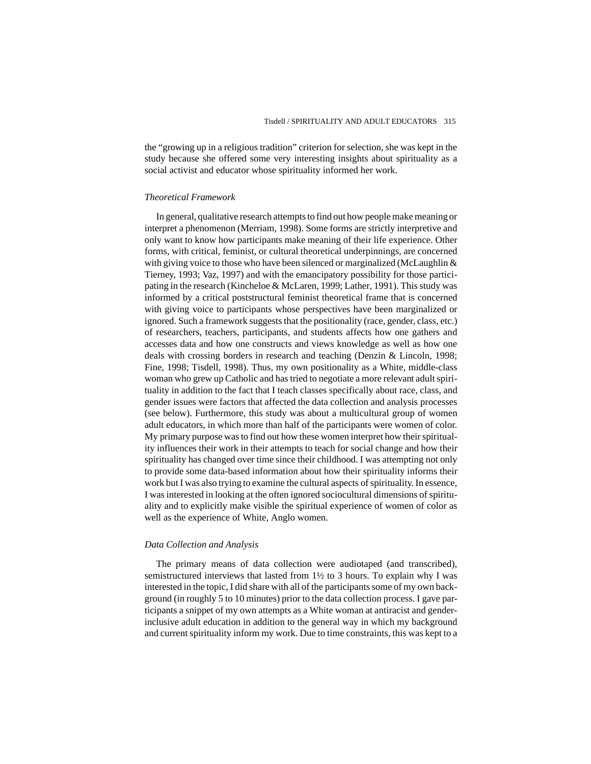the "growing up in a religious tradition" criterion for selection, she was kept in the study because she offered some very interesting insights about spirituality as a social activist and educator whose spirituality informed her work.

### *Theoretical Framework*

In general, qualitative research attempts to find out how people make meaning or interpret a phenomenon (Merriam, 1998). Some forms are strictly interpretive and only want to know how participants make meaning of their life experience. Other forms, with critical, feminist, or cultural theoretical underpinnings, are concerned with giving voice to those who have been silenced or marginalized (McLaughlin & Tierney, 1993; Vaz, 1997) and with the emancipatory possibility for those participating in the research (Kincheloe & McLaren, 1999; Lather, 1991). This study was informed by a critical poststructural feminist theoretical frame that is concerned with giving voice to participants whose perspectives have been marginalized or ignored. Such a framework suggests that the positionality (race, gender, class, etc.) of researchers, teachers, participants, and students affects how one gathers and accesses data and how one constructs and views knowledge as well as how one deals with crossing borders in research and teaching (Denzin & Lincoln, 1998; Fine, 1998; Tisdell, 1998). Thus, my own positionality as a White, middle-class woman who grew up Catholic and has tried to negotiate a more relevant adult spirituality in addition to the fact that I teach classes specifically about race, class, and gender issues were factors that affected the data collection and analysis processes (see below). Furthermore, this study was about a multicultural group of women adult educators, in which more than half of the participants were women of color. My primary purpose was to find out how these women interpret how their spirituality influences their work in their attempts to teach for social change and how their spirituality has changed over time since their childhood. I was attempting not only to provide some data-based information about how their spirituality informs their work but I was also trying to examine the cultural aspects of spirituality. In essence, I was interested in looking at the often ignored sociocultural dimensions of spirituality and to explicitly make visible the spiritual experience of women of color as well as the experience of White, Anglo women.

### *Data Collection and Analysis*

The primary means of data collection were audiotaped (and transcribed), semistructured interviews that lasted from 1½ to 3 hours. To explain why I was interested in the topic, I did share with all of the participants some of my own background (in roughly 5 to 10 minutes) prior to the data collection process. I gave participants a snippet of my own attempts as a White woman at antiracist and gender-inclusive adult education in addition to the general way in which my background and current spirituality inform my work. Due to time constraints, this was kept to a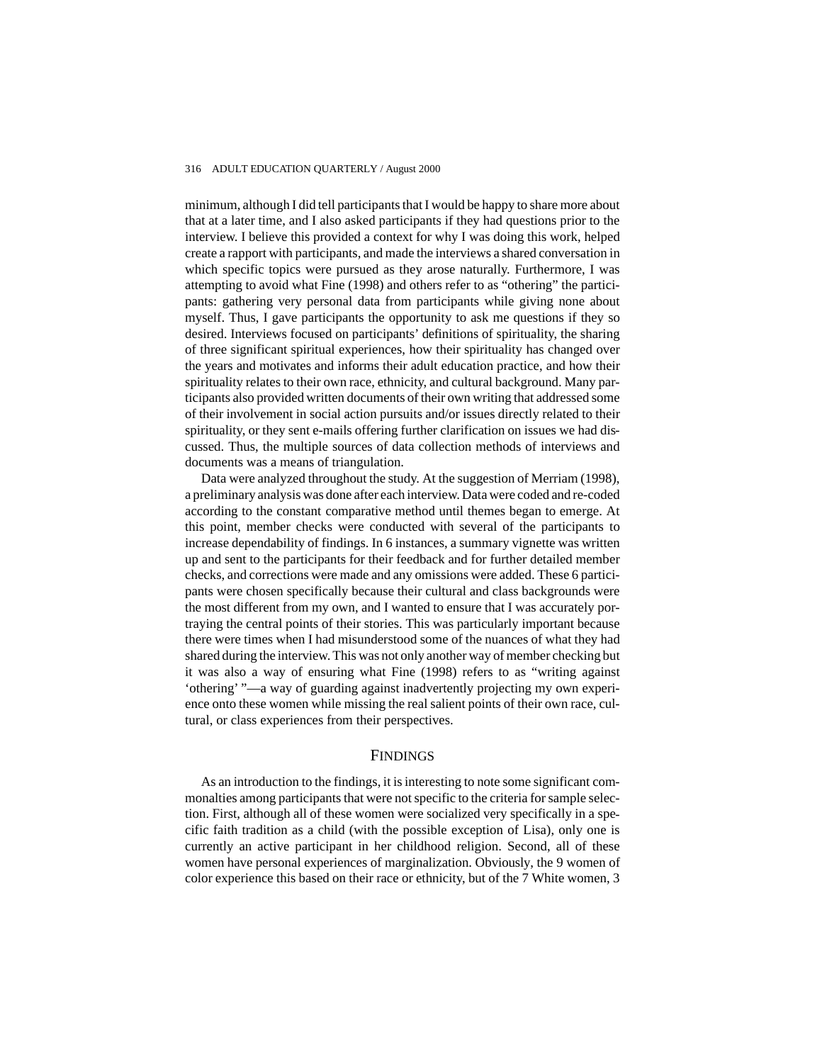minimum, although I did tell participants that I would be happy to share more about that at a later time, and I also asked participants if they had questions prior to the interview. I believe this provided a context for why I was doing this work, helped create a rapport with participants, and made the interviews a shared conversation in which specific topics were pursued as they arose naturally. Furthermore, I was attempting to avoid what Fine (1998) and others refer to as "othering" the participants: gathering very personal data from participants while giving none about myself. Thus, I gave participants the opportunity to ask me questions if they so desired. Interviews focused on participants' definitions of spirituality, the sharing of three significant spiritual experiences, how their spirituality has changed over the years and motivates and informs their adult education practice, and how their spirituality relates to their own race, ethnicity, and cultural background. Many participants also provided written documents of their own writing that addressed some of their involvement in social action pursuits and/or issues directly related to their spirituality, or they sent e-mails offering further clarification on issues we had discussed. Thus, the multiple sources of data collection methods of interviews and documents was a means of triangulation.

Data were analyzed throughout the study. At the suggestion of Merriam (1998), a preliminary analysis was done after each interview. Data were coded and re-coded according to the constant comparative method until themes began to emerge. At this point, member checks were conducted with several of the participants to increase dependability of findings. In 6 instances, a summary vignette was written up and sent to the participants for their feedback and for further detailed member checks, and corrections were made and any omissions were added. These 6 participants were chosen specifically because their cultural and class backgrounds were the most different from my own, and I wanted to ensure that I was accurately portraying the central points of their stories. This was particularly important because there were times when I had misunderstood some of the nuances of what they had shared during the interview. This was not only another way of member checking but it was also a way of ensuring what Fine (1998) refers to as "writing against 'othering' "—a way of guarding against inadvertently projecting my own experience onto these women while missing the real salient points of their own race, cultural, or class experiences from their perspectives.

## FINDINGS

As an introduction to the findings, it is interesting to note some significant commonalties among participants that were not specific to the criteria for sample selection. First, although all of these women were socialized very specifically in a specific faith tradition as a child (with the possible exception of Lisa), only one is currently an active participant in her childhood religion. Second, all of these women have personal experiences of marginalization. Obviously, the 9 women of color experience this based on their race or ethnicity, but of the 7 White women, 3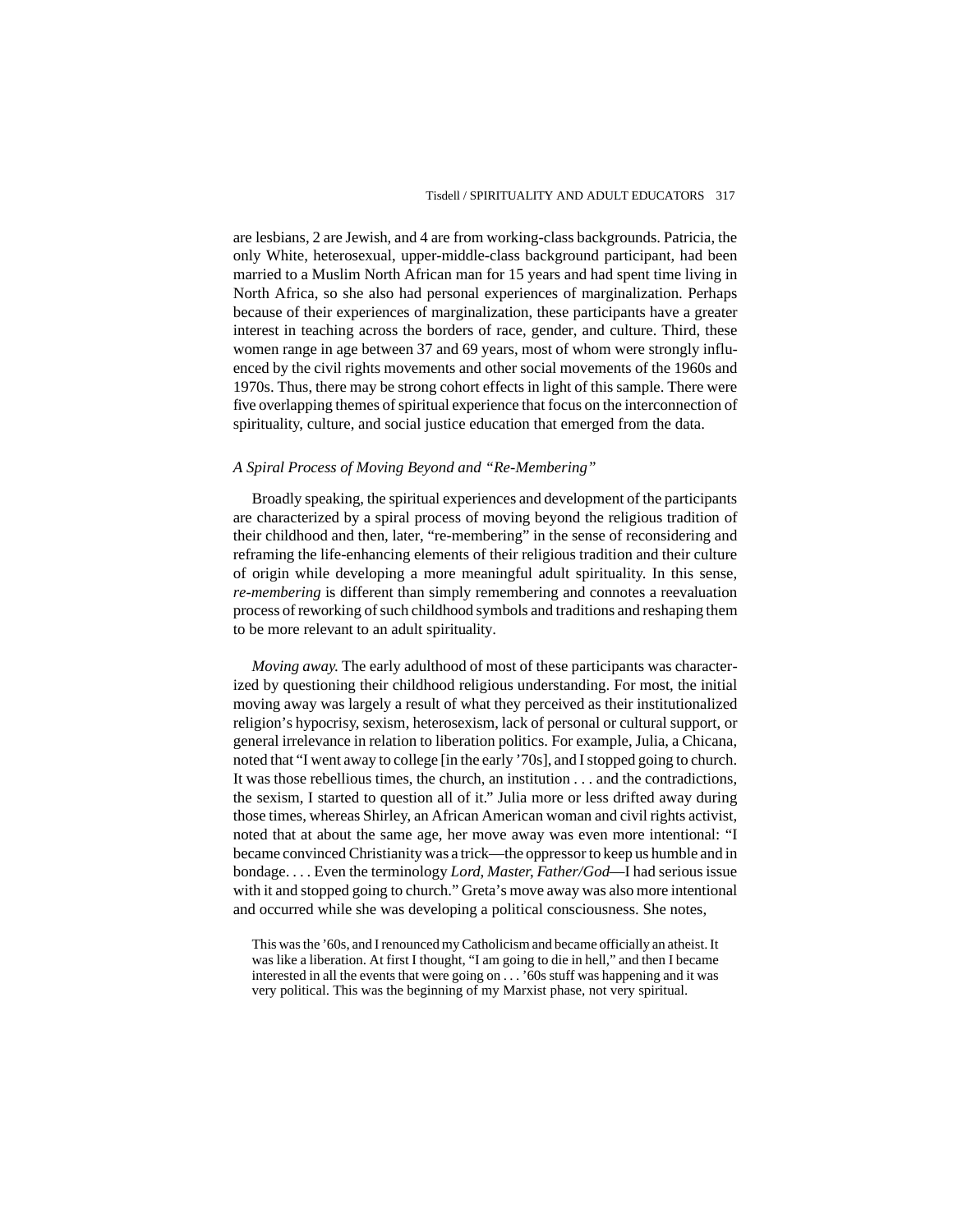are lesbians, 2 are Jewish, and 4 are from working-class backgrounds. Patricia, the only White, heterosexual, upper-middle-class background participant, had been married to a Muslim North African man for 15 years and had spent time living in North Africa, so she also had personal experiences of marginalization. Perhaps because of their experiences of marginalization, these participants have a greater interest in teaching across the borders of race, gender, and culture. Third, these women range in age between 37 and 69 years, most of whom were strongly influenced by the civil rights movements and other social movements of the 1960s and 1970s. Thus, there may be strong cohort effects in light of this sample. There were five overlapping themes of spiritual experience that focus on the interconnection of spirituality, culture, and social justice education that emerged from the data.

### *A Spiral Process of Moving Beyond and "Re-Membering"*

Broadly speaking, the spiritual experiences and development of the participants are characterized by a spiral process of moving beyond the religious tradition of their childhood and then, later, "re-membering" in the sense of reconsidering and reframing the life-enhancing elements of their religious tradition and their culture of origin while developing a more meaningful adult spirituality. In this sense, *re-membering* is different than simply remembering and connotes a reevaluation process of reworking of such childhood symbols and traditions and reshaping them to be more relevant to an adult spirituality.

*Moving away.* The early adulthood of most of these participants was characterized by questioning their childhood religious understanding. For most, the initial moving away was largely a result of what they perceived as their institutionalized religion's hypocrisy, sexism, heterosexism, lack of personal or cultural support, or general irrelevance in relation to liberation politics. For example, Julia, a Chicana, noted that "I went away to college [in the early '70s], and I stopped going to church. It was those rebellious times, the church, an institution . . . and the contradictions, the sexism, I started to question all of it." Julia more or less drifted away during those times, whereas Shirley, an African American woman and civil rights activist, noted that at about the same age, her move away was even more intentional: "I became convinced Christianity was a trick—the oppressor to keep us humble and in bondage. . . . Even the terminology *Lord, Master, Father/God*—I had serious issue with it and stopped going to church." Greta's move away was also more intentional and occurred while she was developing a political consciousness. She notes,

> This was the '60s, and I renounced my Catholicism and became officially an atheist. It was like a liberation. At first I thought, "I am going to die in hell," and then I became interested in all the events that were going on . . . '60s stuff was happening and it was very political. This was the beginning of my Marxist phase, not very spiritual.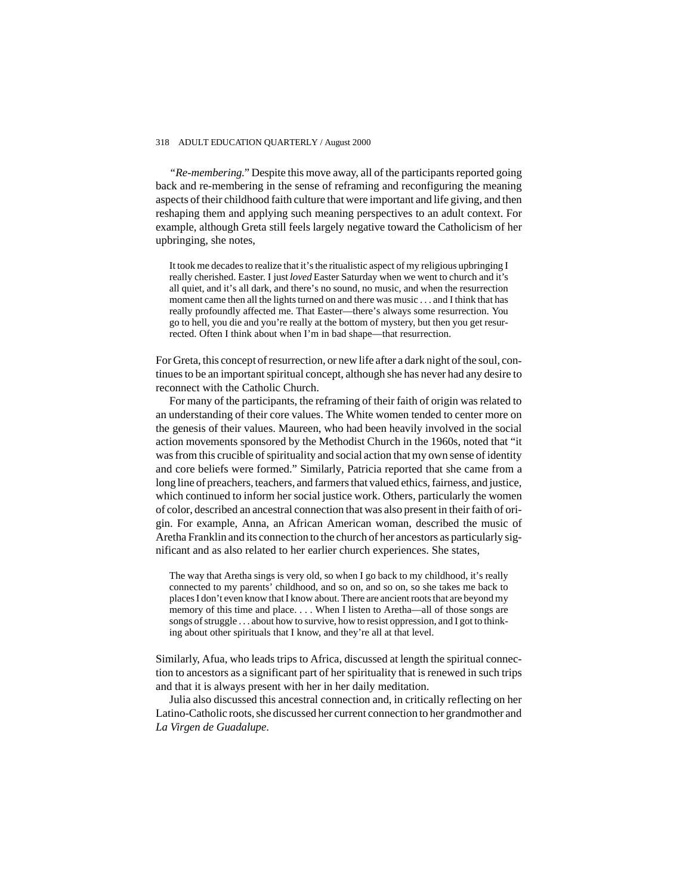*"Re-membering."* Despite this move away, all of the participants reported going back and re-membering in the sense of reframing and reconfiguring the meaning aspects of their childhood faith culture that were important and life giving, and then reshaping them and applying such meaning perspectives to an adult context. For example, although Greta still feels largely negative toward the Catholicism of her upbringing, she notes,

> It took me decades to realize that it's the ritualistic aspect of my religious upbringing I really cherished. Easter. I just *loved* Easter Saturday when we went to church and it's all quiet, and it's all dark, and there's no sound, no music, and when the resurrection moment came then all the lights turned on and there was music . . . and I think that has really profoundly affected me. That Easter—there's always some resurrection. You go to hell, you die and you're really at the bottom of mystery, but then you get resurrected. Often I think about when I'm in bad shape—that resurrection.

For Greta, this concept of resurrection, or new life after a dark night of the soul, continues to be an important spiritual concept, although she has never had any desire to reconnect with the Catholic Church.

For many of the participants, the reframing of their faith of origin was related to an understanding of their core values. The White women tended to center more on the genesis of their values. Maureen, who had been heavily involved in the social action movements sponsored by the Methodist Church in the 1960s, noted that "it was from this crucible of spirituality and social action that my own sense of identity and core beliefs were formed." Similarly, Patricia reported that she came from a long line of preachers, teachers, and farmers that valued ethics, fairness, and justice, which continued to inform her social justice work. Others, particularly the women of color, described an ancestral connection that was also present in their faith of origin. For example, Anna, an African American woman, described the music of Aretha Franklin and its connection to the church of her ancestors as particularly significant and as also related to her earlier church experiences. She states,

> The way that Aretha sings is very old, so when I go back to my childhood, it's really connected to my parents' childhood, and so on, and so on, so she takes me back to places I don't even know that I know about. There are ancient roots that are beyond my memory of this time and place. . . . When I listen to Aretha—all of those songs are songs of struggle . . . about how to survive, how to resist oppression, and I got to thinking about other spirituals that I know, and they're all at that level.

Similarly, Afua, who leads trips to Africa, discussed at length the spiritual connection to ancestors as a significant part of her spirituality that is renewed in such trips and that it is always present with her in her daily meditation.

Julia also discussed this ancestral connection and, in critically reflecting on her Latino-Catholic roots, she discussed her current connection to her grandmother and *La Virgen de Guadalupe*.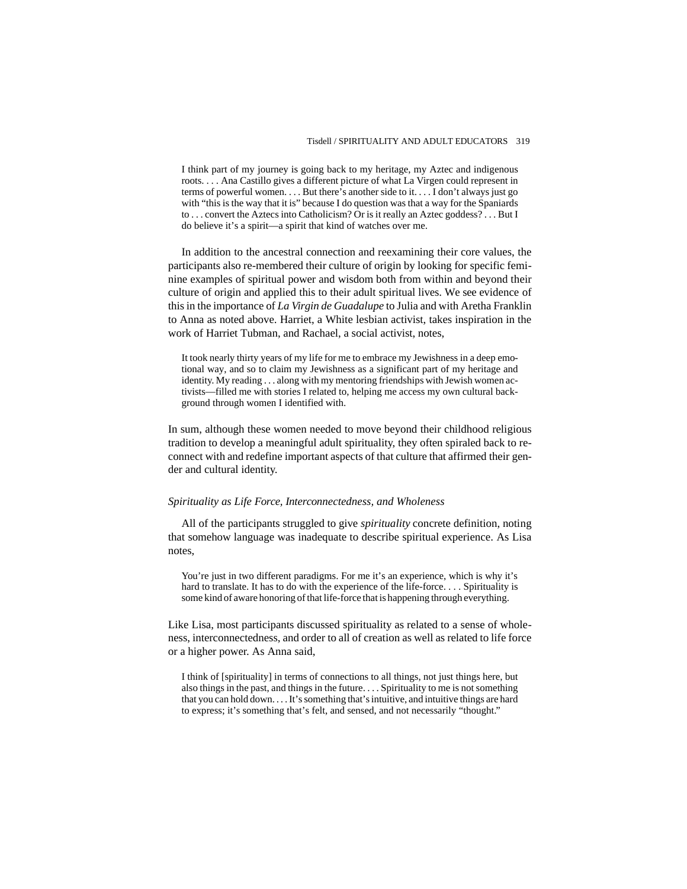> I think part of my journey is going back to my heritage, my Aztec and indigenous roots. . . . Ana Castillo gives a different picture of what La Virgen could represent in terms of powerful women. . . . But there's another side to it. . . . I don't always just go with "this is the way that it is" because I do question was that a way for the Spaniards to . . . convert the Aztecs into Catholicism? Or is it really an Aztec goddess? . . . But I do believe it's a spirit—a spirit that kind of watches over me.

In addition to the ancestral connection and reexamining their core values, the participants also re-membered their culture of origin by looking for specific feminine examples of spiritual power and wisdom both from within and beyond their culture of origin and applied this to their adult spiritual lives. We see evidence of this in the importance of *La Virgin de Guadalupe* to Julia and with Aretha Franklin to Anna as noted above. Harriet, a White lesbian activist, takes inspiration in the work of Harriet Tubman, and Rachael, a social activist, notes,

> It took nearly thirty years of my life for me to embrace my Jewishness in a deep emotional way, and so to claim my Jewishness as a significant part of my heritage and identity. My reading . . . along with my mentoring friendships with Jewish women activists—filled me with stories I related to, helping me access my own cultural background through women I identified with.

In sum, although these women needed to move beyond their childhood religious tradition to develop a meaningful adult spirituality, they often spiraled back to reconnect with and redefine important aspects of that culture that affirmed their gender and cultural identity.

### *Spirituality as Life Force, Interconnectedness, and Wholeness*

All of the participants struggled to give *spirituality* concrete definition, noting that somehow language was inadequate to describe spiritual experience. As Lisa notes,

> You're just in two different paradigms. For me it's an experience, which is why it's hard to translate. It has to do with the experience of the life-force. . . . Spirituality is some kind of aware honoring of that life-force that is happening through everything.

Like Lisa, most participants discussed spirituality as related to a sense of wholeness, interconnectedness, and order to all of creation as well as related to life force or a higher power. As Anna said,

> I think of [spirituality] in terms of connections to all things, not just things here, but also things in the past, and things in the future. . . . Spirituality to me is not something that you can hold down. . . . It's something that's intuitive, and intuitive things are hard to express; it's something that's felt, and sensed, and not necessarily "thought."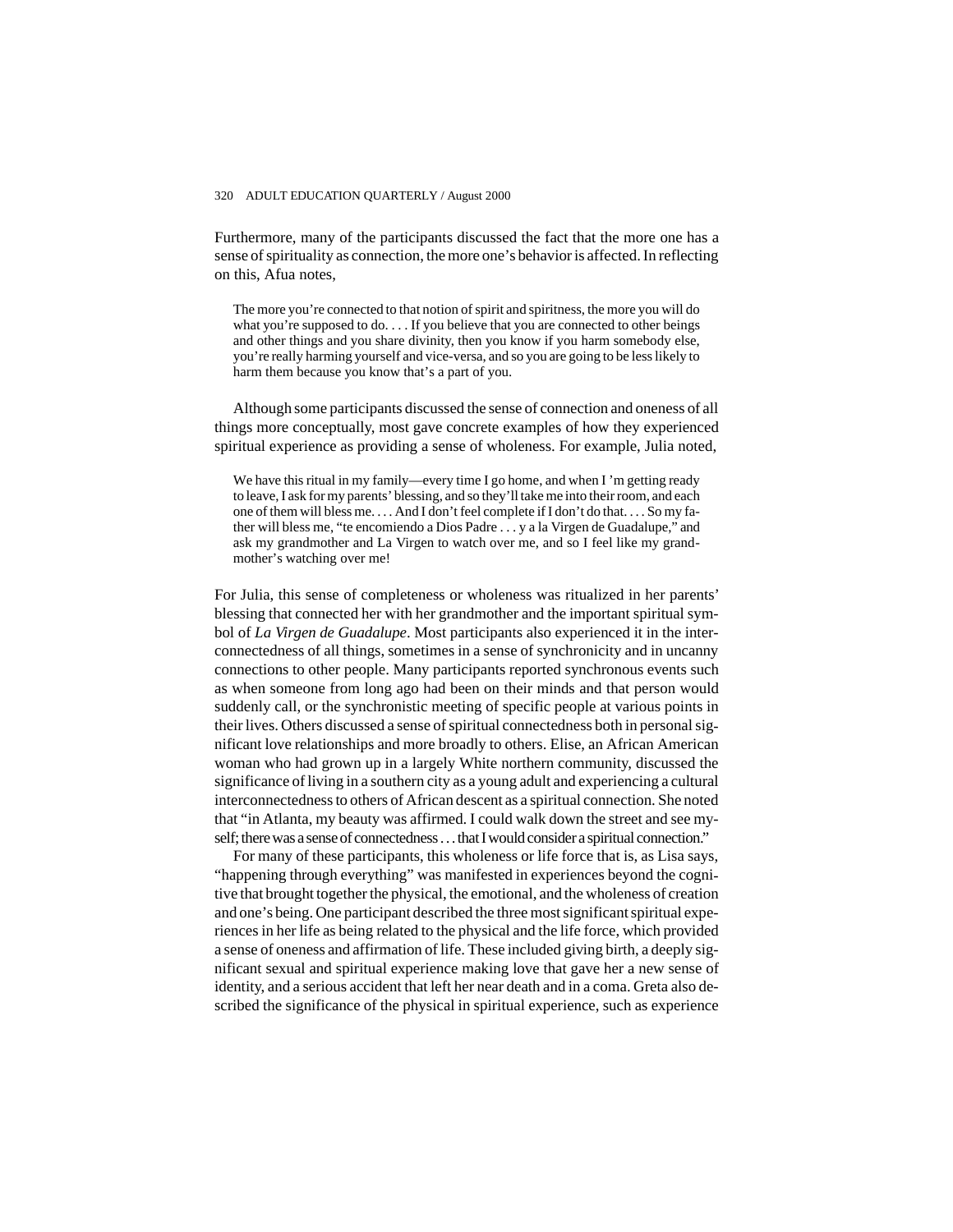Furthermore, many of the participants discussed the fact that the more one has a sense of spirituality as connection, the more one's behavior is affected. In reflecting on this, Afua notes,

> The more you're connected to that notion of spirit and spiritness, the more you will do what you're supposed to do. . . . If you believe that you are connected to other beings and other things and you share divinity, then you know if you harm somebody else, you're really harming yourself and vice-versa, and so you are going to be less likely to harm them because you know that's a part of you.

Although some participants discussed the sense of connection and oneness of all things more conceptually, most gave concrete examples of how they experienced spiritual experience as providing a sense of wholeness. For example, Julia noted,

> We have this ritual in my family—every time I go home, and when I 'm getting ready to leave, I ask for my parents' blessing, and so they'll take me into their room, and each one of them will bless me. . . . And I don't feel complete if I don't do that. . . . So my father will bless me, "te encomiendo a Dios Padre . . . y a la Virgen de Guadalupe," and ask my grandmother and La Virgen to watch over me, and so I feel like my grandmother's watching over me!

For Julia, this sense of completeness or wholeness was ritualized in her parents' blessing that connected her with her grandmother and the important spiritual symbol of *La Virgen de Guadalupe*. Most participants also experienced it in the interconnectedness of all things, sometimes in a sense of synchronicity and in uncanny connections to other people. Many participants reported synchronous events such as when someone from long ago had been on their minds and that person would suddenly call, or the synchronistic meeting of specific people at various points in their lives. Others discussed a sense of spiritual connectedness both in personal significant love relationships and more broadly to others. Elise, an African American woman who had grown up in a largely White northern community, discussed the significance of living in a southern city as a young adult and experiencing a cultural interconnectedness to others of African descent as a spiritual connection. She noted that "in Atlanta, my beauty was affirmed. I could walk down the street and see myself; there was a sense of connectedness . . . that I would consider a spiritual connection."

For many of these participants, this wholeness or life force that is, as Lisa says, "happening through everything" was manifested in experiences beyond the cognitive that brought together the physical, the emotional, and the wholeness of creation and one's being. One participant described the three most significant spiritual experiences in her life as being related to the physical and the life force, which provided a sense of oneness and affirmation of life. These included giving birth, a deeply significant sexual and spiritual experience making love that gave her a new sense of identity, and a serious accident that left her near death and in a coma. Greta also described the significance of the physical in spiritual experience, such as experience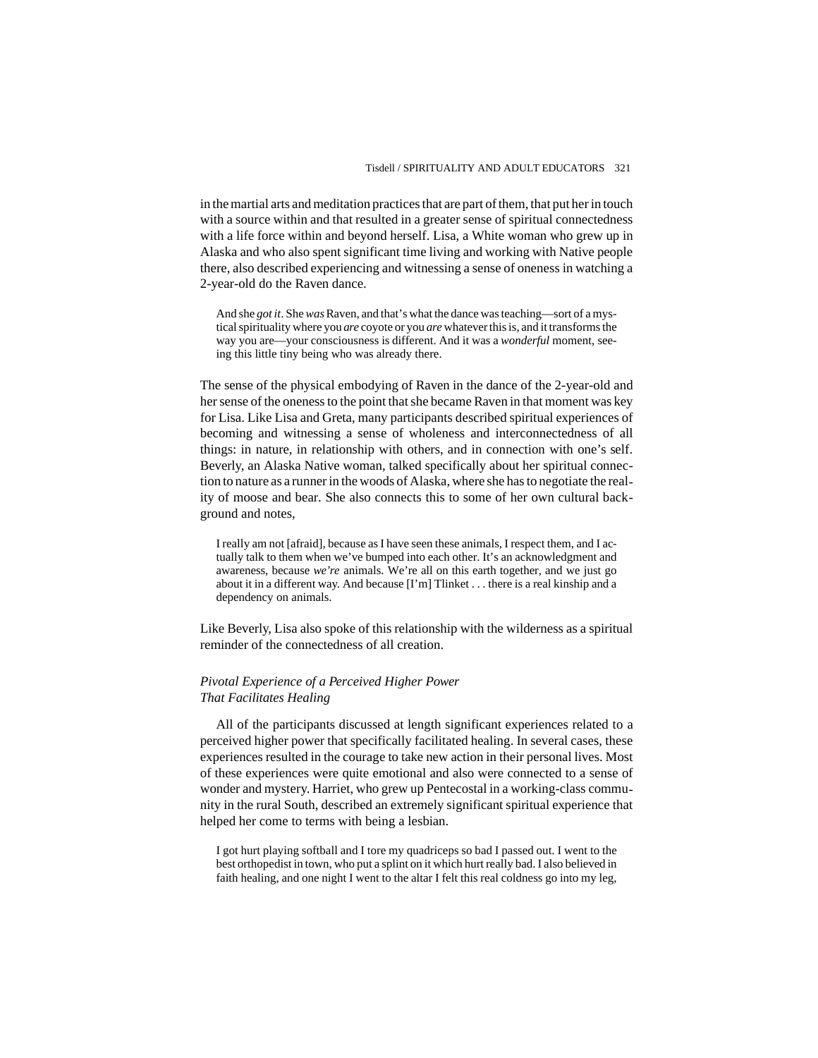in the martial arts and meditation practices that are part of them, that put her in touch with a source within and that resulted in a greater sense of spiritual connectedness with a life force within and beyond herself. Lisa, a White woman who grew up in Alaska and who also spent significant time living and working with Native people there, also described experiencing and witnessing a sense of oneness in watching a 2-year-old do the Raven dance.

> And she *got it*. She *was* Raven, and that's what the dance was teaching—sort of a mystical spirituality where you *are* coyote or you *are* whatever this is, and it transforms the way you are—your consciousness is different. And it was a *wonderful* moment, seeing this little tiny being who was already there.

The sense of the physical embodying of Raven in the dance of the 2-year-old and her sense of the oneness to the point that she became Raven in that moment was key for Lisa. Like Lisa and Greta, many participants described spiritual experiences of becoming and witnessing a sense of wholeness and interconnectedness of all things: in nature, in relationship with others, and in connection with one's self. Beverly, an Alaska Native woman, talked specifically about her spiritual connection to nature as a runner in the woods of Alaska, where she has to negotiate the reality of moose and bear. She also connects this to some of her own cultural background and notes,

> I really am not [afraid], because as I have seen these animals, I respect them, and I actually talk to them when we've bumped into each other. It's an acknowledgment and awareness, because *we're* animals. We're all on this earth together, and we just go about it in a different way. And because [I'm] Tlinket . . . there is a real kinship and a dependency on animals.

Like Beverly, Lisa also spoke of this relationship with the wilderness as a spiritual reminder of the connectedness of all creation.

### *Pivotal Experience of a Perceived Higher Power That Facilitates Healing*

All of the participants discussed at length significant experiences related to a perceived higher power that specifically facilitated healing. In several cases, these experiences resulted in the courage to take new action in their personal lives. Most of these experiences were quite emotional and also were connected to a sense of wonder and mystery. Harriet, who grew up Pentecostal in a working-class community in the rural South, described an extremely significant spiritual experience that helped her come to terms with being a lesbian.

> I got hurt playing softball and I tore my quadriceps so bad I passed out. I went to the best orthopedist in town, who put a splint on it which hurt really bad. I also believed in faith healing, and one night I went to the altar I felt this real coldness go into my leg,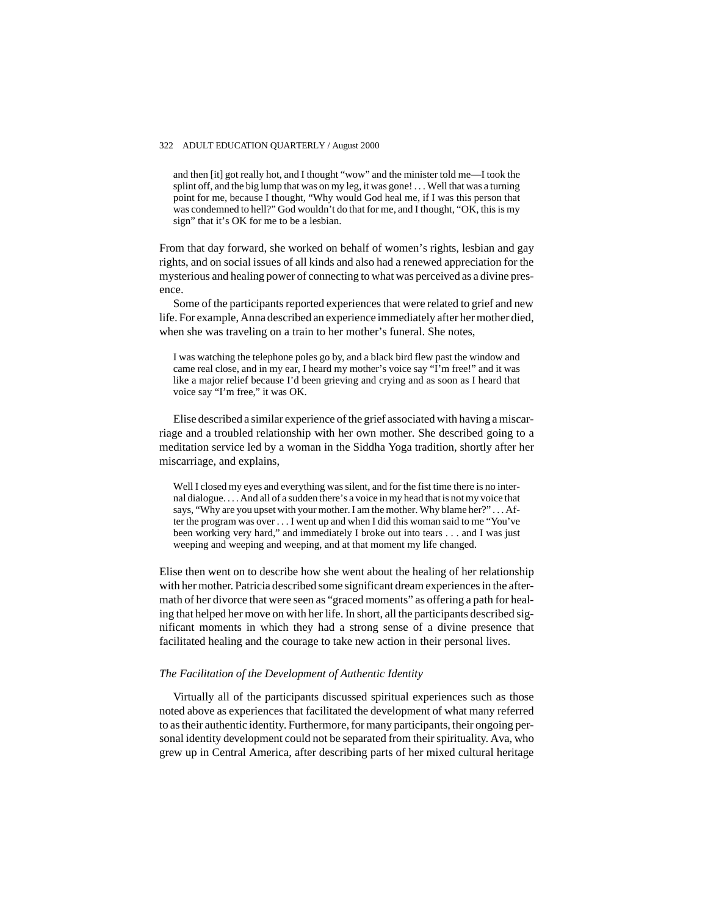> and then [it] got really hot, and I thought "wow" and the minister told me—I took the splint off, and the big lump that was on my leg, it was gone! . . . Well that was a turning point for me, because I thought, "Why would God heal me, if I was this person that was condemned to hell?" God wouldn't do that for me, and I thought, "OK, this is my sign" that it's OK for me to be a lesbian.

From that day forward, she worked on behalf of women's rights, lesbian and gay rights, and on social issues of all kinds and also had a renewed appreciation for the mysterious and healing power of connecting to what was perceived as a divine presence.

Some of the participants reported experiences that were related to grief and new life. For example, Anna described an experience immediately after her mother died, when she was traveling on a train to her mother's funeral. She notes,

> I was watching the telephone poles go by, and a black bird flew past the window and came real close, and in my ear, I heard my mother's voice say "I'm free!" and it was like a major relief because I'd been grieving and crying and as soon as I heard that voice say "I'm free," it was OK.

Elise described a similar experience of the grief associated with having a miscarriage and a troubled relationship with her own mother. She described going to a meditation service led by a woman in the Siddha Yoga tradition, shortly after her miscarriage, and explains,

> Well I closed my eyes and everything was silent, and for the fist time there is no internal dialogue. . . . And all of a sudden there's a voice in my head that is not my voice that says, "Why are you upset with your mother. I am the mother. Why blame her?" . . . After the program was over . . . I went up and when I did this woman said to me "You've been working very hard," and immediately I broke out into tears . . . and I was just weeping and weeping and weeping, and at that moment my life changed.

Elise then went on to describe how she went about the healing of her relationship with her mother. Patricia described some significant dream experiences in the aftermath of her divorce that were seen as "graced moments" as offering a path for healing that helped her move on with her life. In short, all the participants described significant moments in which they had a strong sense of a divine presence that facilitated healing and the courage to take new action in their personal lives.

### *The Facilitation of the Development of Authentic Identity*

Virtually all of the participants discussed spiritual experiences such as those noted above as experiences that facilitated the development of what many referred to as their authentic identity. Furthermore, for many participants, their ongoing personal identity development could not be separated from their spirituality. Ava, who grew up in Central America, after describing parts of her mixed cultural heritage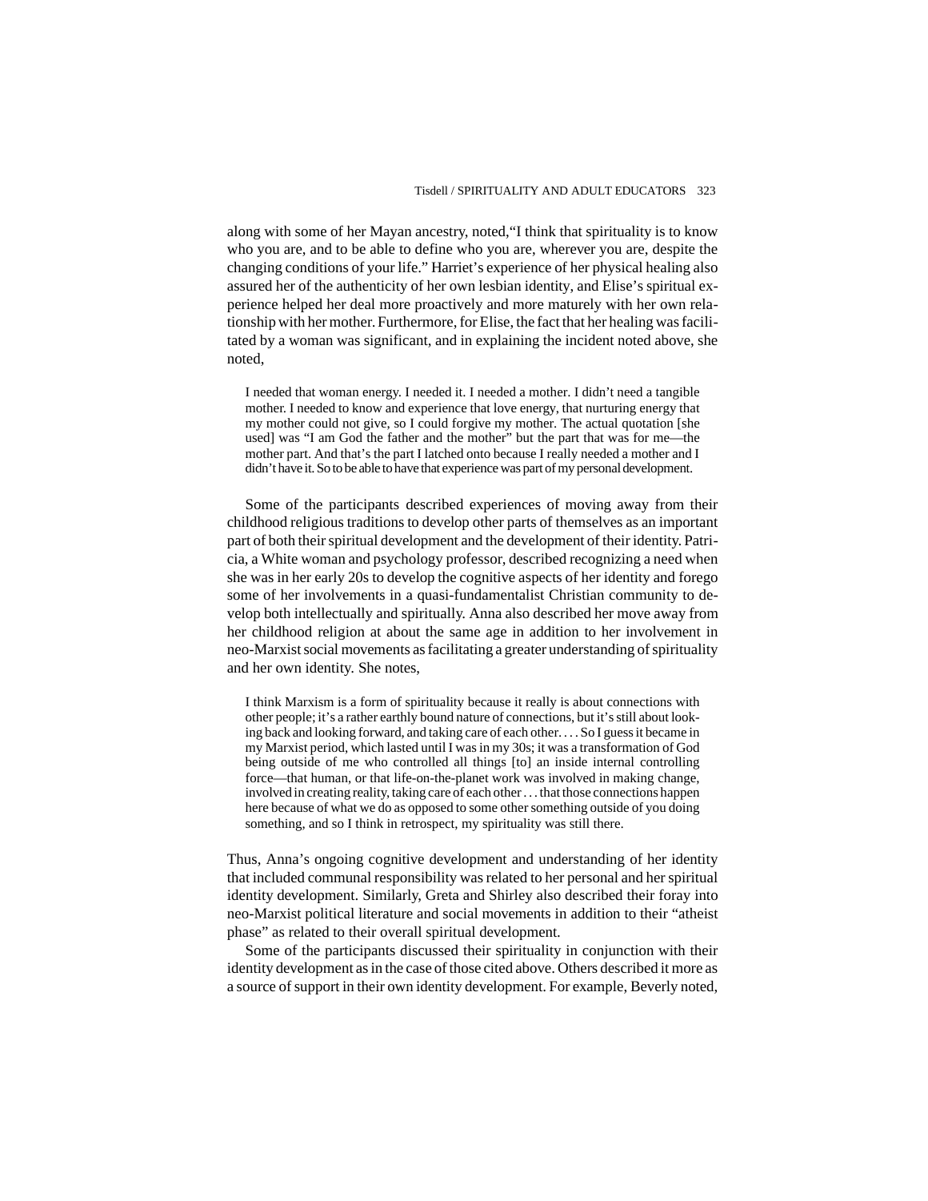along with some of her Mayan ancestry, noted,"I think that spirituality is to know who you are, and to be able to define who you are, wherever you are, despite the changing conditions of your life." Harriet's experience of her physical healing also assured her of the authenticity of her own lesbian identity, and Elise's spiritual experience helped her deal more proactively and more maturely with her own relationship with her mother. Furthermore, for Elise, the fact that her healing was facilitated by a woman was significant, and in explaining the incident noted above, she noted,

> I needed that woman energy. I needed it. I needed a mother. I didn't need a tangible mother. I needed to know and experience that love energy, that nurturing energy that my mother could not give, so I could forgive my mother. The actual quotation [she used] was "I am God the father and the mother" but the part that was for me—the mother part. And that's the part I latched onto because I really needed a mother and I didn't have it. So to be able to have that experience was part of my personal development.

Some of the participants described experiences of moving away from their childhood religious traditions to develop other parts of themselves as an important part of both their spiritual development and the development of their identity. Patricia, a White woman and psychology professor, described recognizing a need when she was in her early 20s to develop the cognitive aspects of her identity and forego some of her involvements in a quasi-fundamentalist Christian community to develop both intellectually and spiritually. Anna also described her move away from her childhood religion at about the same age in addition to her involvement in neo-Marxist social movements as facilitating a greater understanding of spirituality and her own identity. She notes,

> I think Marxism is a form of spirituality because it really is about connections with other people; it's a rather earthly bound nature of connections, but it's still about looking back and looking forward, and taking care of each other. . . . So I guess it became in my Marxist period, which lasted until I was in my 30s; it was a transformation of God being outside of me who controlled all things [to] an inside internal controlling force—that human, or that life-on-the-planet work was involved in making change, involved in creating reality, taking care of each other . . . that those connections happen here because of what we do as opposed to some other something outside of you doing something, and so I think in retrospect, my spirituality was still there.

Thus, Anna's ongoing cognitive development and understanding of her identity that included communal responsibility was related to her personal and her spiritual identity development. Similarly, Greta and Shirley also described their foray into neo-Marxist political literature and social movements in addition to their "atheist phase" as related to their overall spiritual development.

Some of the participants discussed their spirituality in conjunction with their identity development as in the case of those cited above. Others described it more as a source of support in their own identity development. For example, Beverly noted,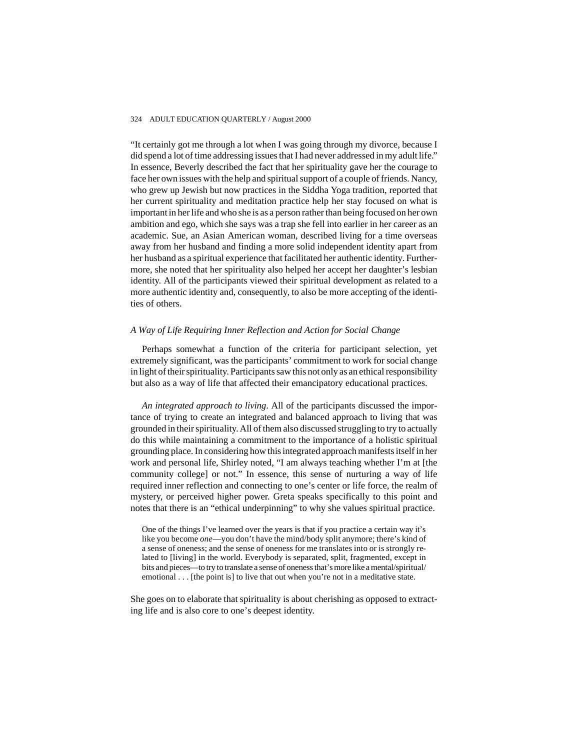"It certainly got me through a lot when I was going through my divorce, because I did spend a lot of time addressing issues that I had never addressed in my adult life." In essence, Beverly described the fact that her spirituality gave her the courage to face her own issues with the help and spiritual support of a couple of friends. Nancy, who grew up Jewish but now practices in the Siddha Yoga tradition, reported that her current spirituality and meditation practice help her stay focused on what is important in her life and who she is as a person rather than being focused on her own ambition and ego, which she says was a trap she fell into earlier in her career as an academic. Sue, an Asian American woman, described living for a time overseas away from her husband and finding a more solid independent identity apart from her husband as a spiritual experience that facilitated her authentic identity. Furthermore, she noted that her spirituality also helped her accept her daughter's lesbian identity. All of the participants viewed their spiritual development as related to a more authentic identity and, consequently, to also be more accepting of the identities of others.

### *A Way of Life Requiring Inner Reflection and Action for Social Change*

Perhaps somewhat a function of the criteria for participant selection, yet extremely significant, was the participants' commitment to work for social change in light of their spirituality. Participants saw this not only as an ethical responsibility but also as a way of life that affected their emancipatory educational practices.

*An integrated approach to living*. All of the participants discussed the importance of trying to create an integrated and balanced approach to living that was grounded in their spirituality. All of them also discussed struggling to try to actually do this while maintaining a commitment to the importance of a holistic spiritual grounding place. In considering how this integrated approach manifests itself in her work and personal life, Shirley noted, "I am always teaching whether I'm at [the community college] or not." In essence, this sense of nurturing a way of life required inner reflection and connecting to one's center or life force, the realm of mystery, or perceived higher power. Greta speaks specifically to this point and notes that there is an "ethical underpinning" to why she values spiritual practice.

> One of the things I've learned over the years is that if you practice a certain way it's like you become *one*—you don't have the mind/body split anymore; there's kind of a sense of oneness; and the sense of oneness for me translates into or is strongly related to [living] in the world. Everybody is separated, split, fragmented, except in bits and pieces—to try to translate a sense of oneness that's more like a mental/spiritual/emotional . . . [the point is] to live that out when you're not in a meditative state.

She goes on to elaborate that spirituality is about cherishing as opposed to extracting life and is also core to one's deepest identity.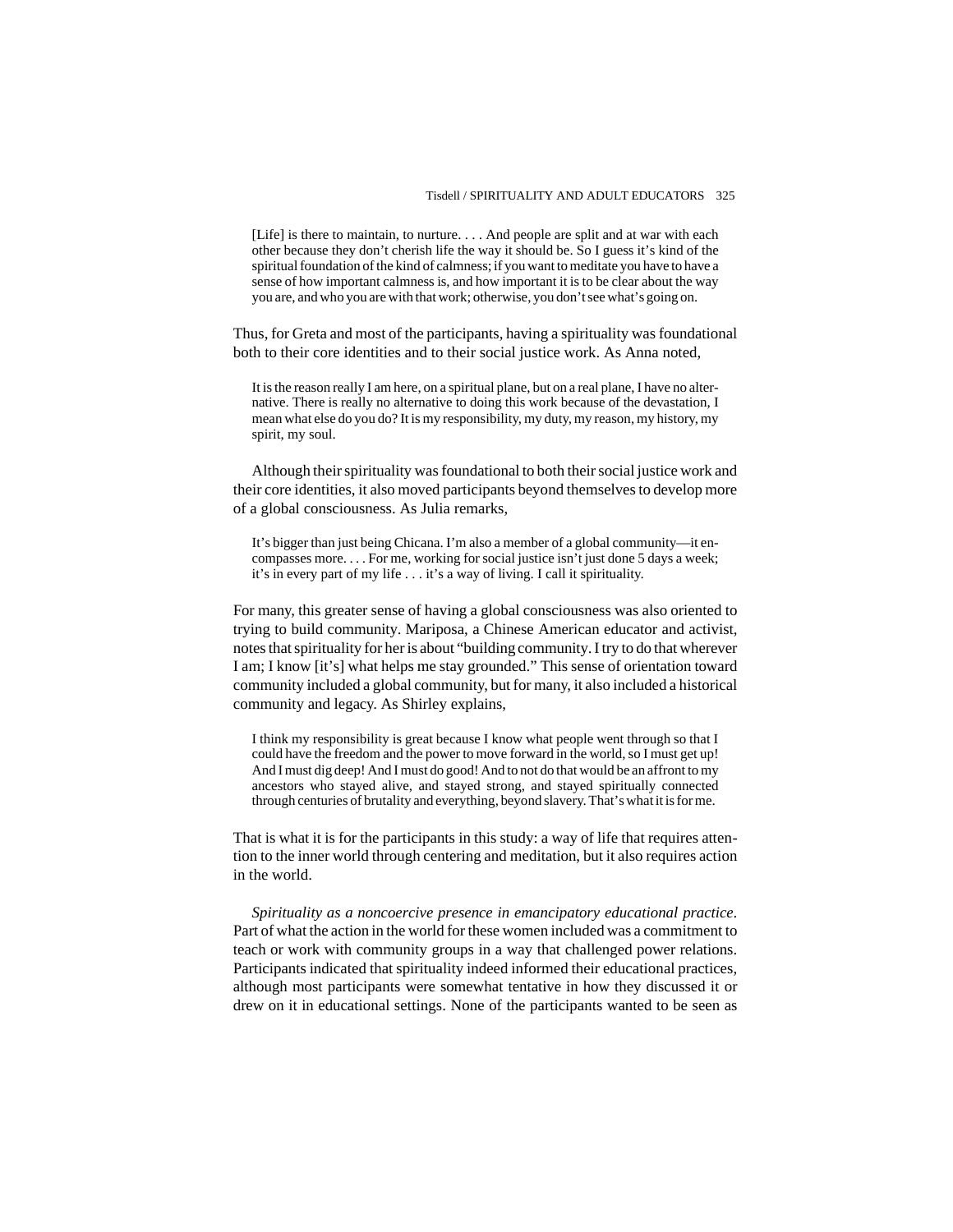> [Life] is there to maintain, to nurture. . . . And people are split and at war with each other because they don't cherish life the way it should be. So I guess it's kind of the spiritual foundation of the kind of calmness; if you want to meditate you have to have a sense of how important calmness is, and how important it is to be clear about the way you are, and who you are with that work; otherwise, you don't see what's going on.

Thus, for Greta and most of the participants, having a spirituality was foundational both to their core identities and to their social justice work. As Anna noted,

> It is the reason really I am here, on a spiritual plane, but on a real plane, I have no alternative. There is really no alternative to doing this work because of the devastation, I mean what else do you do? It is my responsibility, my duty, my reason, my history, my spirit, my soul.

Although their spirituality was foundational to both their social justice work and their core identities, it also moved participants beyond themselves to develop more of a global consciousness. As Julia remarks,

> It's bigger than just being Chicana. I'm also a member of a global community—it encompasses more. . . . For me, working for social justice isn't just done 5 days a week; it's in every part of my life . . . it's a way of living. I call it spirituality.

For many, this greater sense of having a global consciousness was also oriented to trying to build community. Mariposa, a Chinese American educator and activist, notes that spirituality for her is about "building community. I try to do that wherever I am; I know [it's] what helps me stay grounded." This sense of orientation toward community included a global community, but for many, it also included a historical community and legacy. As Shirley explains,

> I think my responsibility is great because I know what people went through so that I could have the freedom and the power to move forward in the world, so I must get up! And I must dig deep! And I must do good! And to not do that would be an affront to my ancestors who stayed alive, and stayed strong, and stayed spiritually connected through centuries of brutality and everything, beyond slavery. That's what it is for me.

That is what it is for the participants in this study: a way of life that requires attention to the inner world through centering and meditation, but it also requires action in the world.

*Spirituality as a noncoercive presence in emancipatory educational practice.* Part of what the action in the world for these women included was a commitment to teach or work with community groups in a way that challenged power relations. Participants indicated that spirituality indeed informed their educational practices, although most participants were somewhat tentative in how they discussed it or drew on it in educational settings. None of the participants wanted to be seen as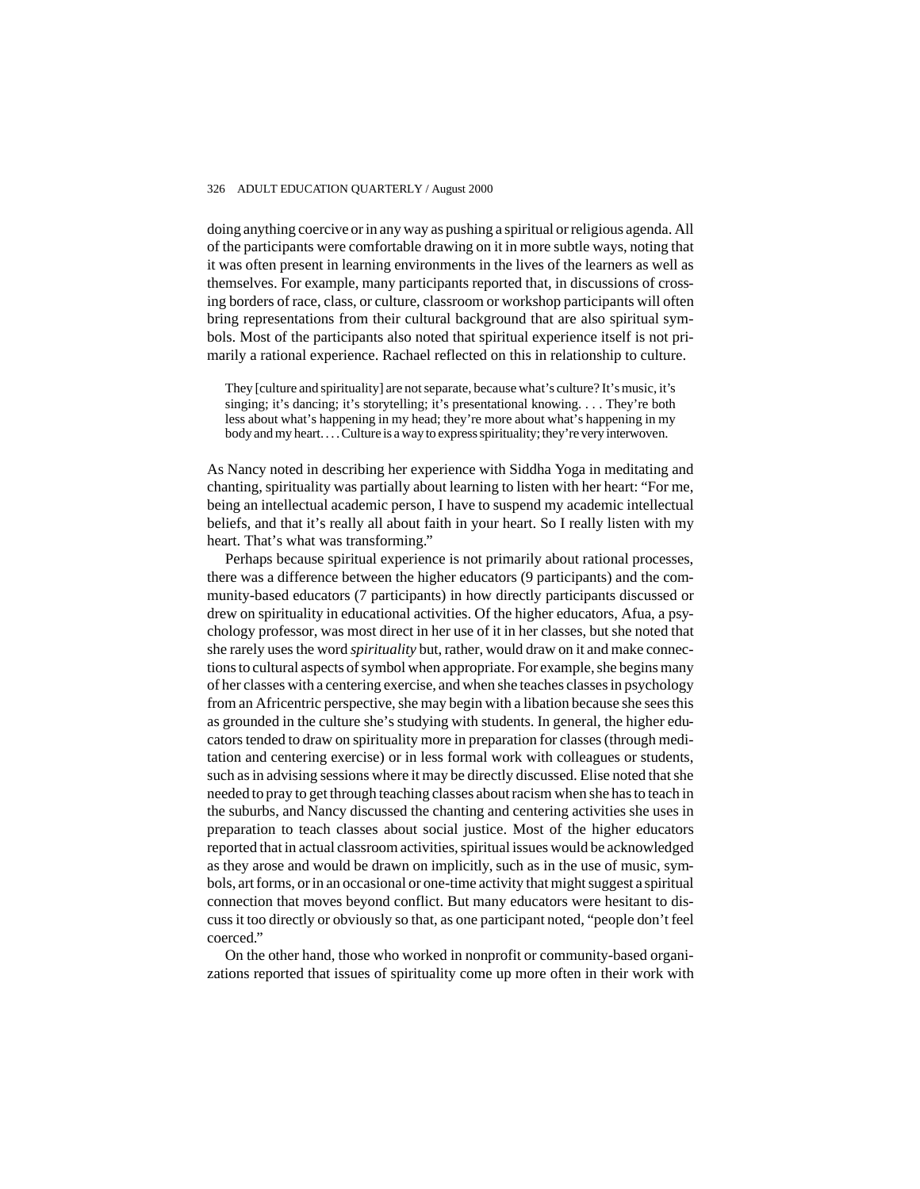doing anything coercive or in any way as pushing a spiritual or religious agenda. All of the participants were comfortable drawing on it in more subtle ways, noting that it was often present in learning environments in the lives of the learners as well as themselves. For example, many participants reported that, in discussions of crossing borders of race, class, or culture, classroom or workshop participants will often bring representations from their cultural background that are also spiritual symbols. Most of the participants also noted that spiritual experience itself is not primarily a rational experience. Rachael reflected on this in relationship to culture.

> They [culture and spirituality] are not separate, because what's culture? It's music, it's singing; it's dancing; it's storytelling; it's presentational knowing. . . . They're both less about what's happening in my head; they're more about what's happening in my body and my heart. . . . Culture is a way to express spirituality; they're very interwoven.

As Nancy noted in describing her experience with Siddha Yoga in meditating and chanting, spirituality was partially about learning to listen with her heart: "For me, being an intellectual academic person, I have to suspend my academic intellectual beliefs, and that it's really all about faith in your heart. So I really listen with my heart. That's what was transforming."

Perhaps because spiritual experience is not primarily about rational processes, there was a difference between the higher educators (9 participants) and the community-based educators (7 participants) in how directly participants discussed or drew on spirituality in educational activities. Of the higher educators, Afua, a psychology professor, was most direct in her use of it in her classes, but she noted that she rarely uses the word *spirituality* but, rather, would draw on it and make connections to cultural aspects of symbol when appropriate. For example, she begins many of her classes with a centering exercise, and when she teaches classes in psychology from an Africentric perspective, she may begin with a libation because she sees this as grounded in the culture she's studying with students. In general, the higher educators tended to draw on spirituality more in preparation for classes (through meditation and centering exercise) or in less formal work with colleagues or students, such as in advising sessions where it may be directly discussed. Elise noted that she needed to pray to get through teaching classes about racism when she has to teach in the suburbs, and Nancy discussed the chanting and centering activities she uses in preparation to teach classes about social justice. Most of the higher educators reported that in actual classroom activities, spiritual issues would be acknowledged as they arose and would be drawn on implicitly, such as in the use of music, symbols, art forms, or in an occasional or one-time activity that might suggest a spiritual connection that moves beyond conflict. But many educators were hesitant to discuss it too directly or obviously so that, as one participant noted, "people don't feel coerced."

On the other hand, those who worked in nonprofit or community-based organizations reported that issues of spirituality come up more often in their work with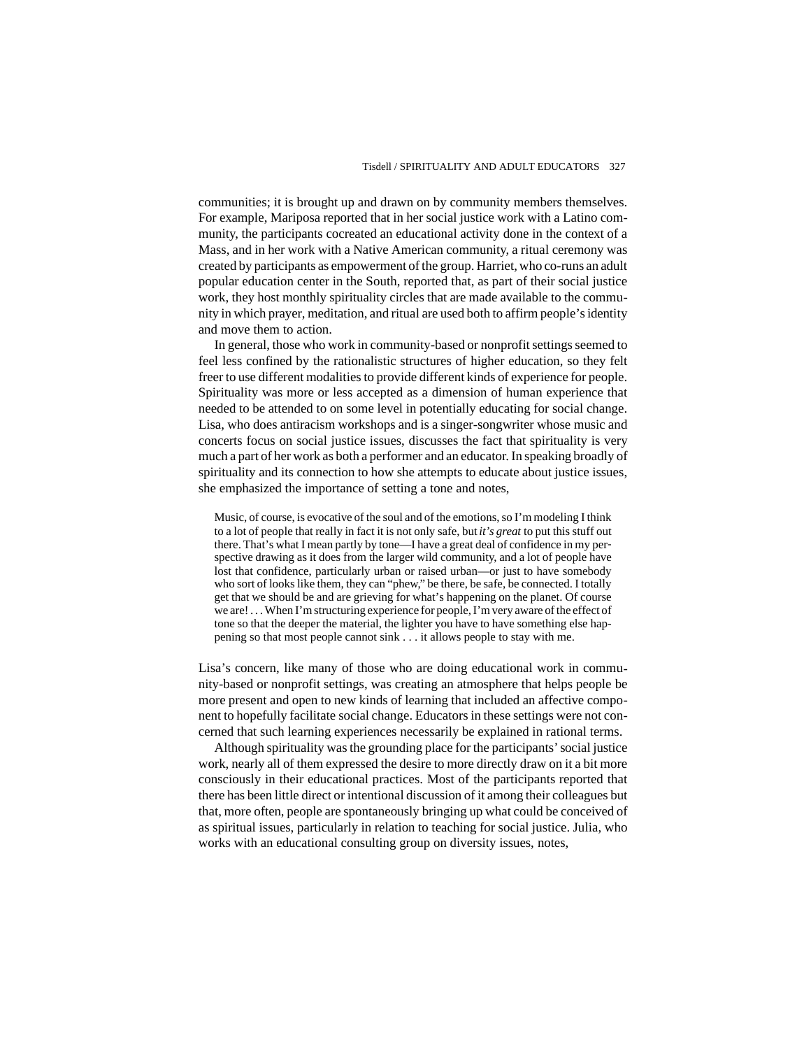communities; it is brought up and drawn on by community members themselves. For example, Mariposa reported that in her social justice work with a Latino community, the participants cocreated an educational activity done in the context of a Mass, and in her work with a Native American community, a ritual ceremony was created by participants as empowerment of the group. Harriet, who co-runs an adult popular education center in the South, reported that, as part of their social justice work, they host monthly spirituality circles that are made available to the community in which prayer, meditation, and ritual are used both to affirm people's identity and move them to action.

In general, those who work in community-based or nonprofit settings seemed to feel less confined by the rationalistic structures of higher education, so they felt freer to use different modalities to provide different kinds of experience for people. Spirituality was more or less accepted as a dimension of human experience that needed to be attended to on some level in potentially educating for social change. Lisa, who does antiracism workshops and is a singer-songwriter whose music and concerts focus on social justice issues, discusses the fact that spirituality is very much a part of her work as both a performer and an educator. In speaking broadly of spirituality and its connection to how she attempts to educate about justice issues, she emphasized the importance of setting a tone and notes,

> Music, of course, is evocative of the soul and of the emotions, so I'm modeling I think to a lot of people that really in fact it is not only safe, but *it's great* to put this stuff out there. That's what I mean partly by tone—I have a great deal of confidence in my perspective drawing as it does from the larger wild community, and a lot of people have lost that confidence, particularly urban or raised urban—or just to have somebody who sort of looks like them, they can "phew," be there, be safe, be connected. I totally get that we should be and are grieving for what's happening on the planet. Of course we are! . . . When I'm structuring experience for people, I'm very aware of the effect of tone so that the deeper the material, the lighter you have to have something else happening so that most people cannot sink . . . it allows people to stay with me.

Lisa's concern, like many of those who are doing educational work in community-based or nonprofit settings, was creating an atmosphere that helps people be more present and open to new kinds of learning that included an affective component to hopefully facilitate social change. Educators in these settings were not concerned that such learning experiences necessarily be explained in rational terms.

Although spirituality was the grounding place for the participants' social justice work, nearly all of them expressed the desire to more directly draw on it a bit more consciously in their educational practices. Most of the participants reported that there has been little direct or intentional discussion of it among their colleagues but that, more often, people are spontaneously bringing up what could be conceived of as spiritual issues, particularly in relation to teaching for social justice. Julia, who works with an educational consulting group on diversity issues, notes,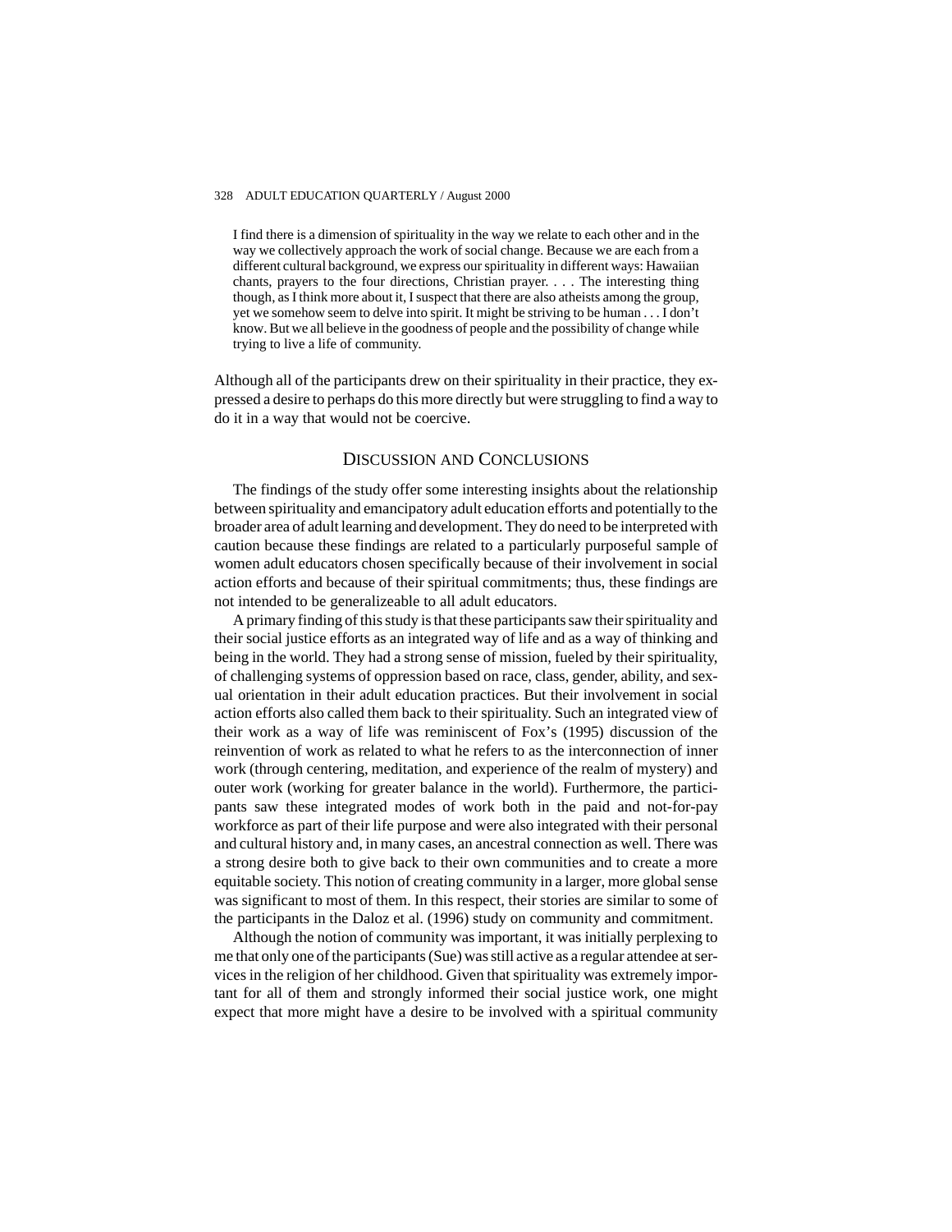> I find there is a dimension of spirituality in the way we relate to each other and in the way we collectively approach the work of social change. Because we are each from a different cultural background, we express our spirituality in different ways: Hawaiian chants, prayers to the four directions, Christian prayer. . . . The interesting thing though, as I think more about it, I suspect that there are also atheists among the group, yet we somehow seem to delve into spirit. It might be striving to be human . . . I don't know. But we all believe in the goodness of people and the possibility of change while trying to live a life of community.

Although all of the participants drew on their spirituality in their practice, they expressed a desire to perhaps do this more directly but were struggling to find a way to do it in a way that would not be coercive.

## Discussion and Conclusions

The findings of the study offer some interesting insights about the relationship between spirituality and emancipatory adult education efforts and potentially to the broader area of adult learning and development. They do need to be interpreted with caution because these findings are related to a particularly purposeful sample of women adult educators chosen specifically because of their involvement in social action efforts and because of their spiritual commitments; thus, these findings are not intended to be generalizeable to all adult educators.

A primary finding of this study is that these participants saw their spirituality and their social justice efforts as an integrated way of life and as a way of thinking and being in the world. They had a strong sense of mission, fueled by their spirituality, of challenging systems of oppression based on race, class, gender, ability, and sexual orientation in their adult education practices. But their involvement in social action efforts also called them back to their spirituality. Such an integrated view of their work as a way of life was reminiscent of Fox's (1995) discussion of the reinvention of work as related to what he refers to as the interconnection of inner work (through centering, meditation, and experience of the realm of mystery) and outer work (working for greater balance in the world). Furthermore, the participants saw these integrated modes of work both in the paid and not-for-pay workforce as part of their life purpose and were also integrated with their personal and cultural history and, in many cases, an ancestral connection as well. There was a strong desire both to give back to their own communities and to create a more equitable society. This notion of creating community in a larger, more global sense was significant to most of them. In this respect, their stories are similar to some of the participants in the Daloz et al. (1996) study on community and commitment.

Although the notion of community was important, it was initially perplexing to me that only one of the participants (Sue) was still active as a regular attendee at services in the religion of her childhood. Given that spirituality was extremely important for all of them and strongly informed their social justice work, one might expect that more might have a desire to be involved with a spiritual community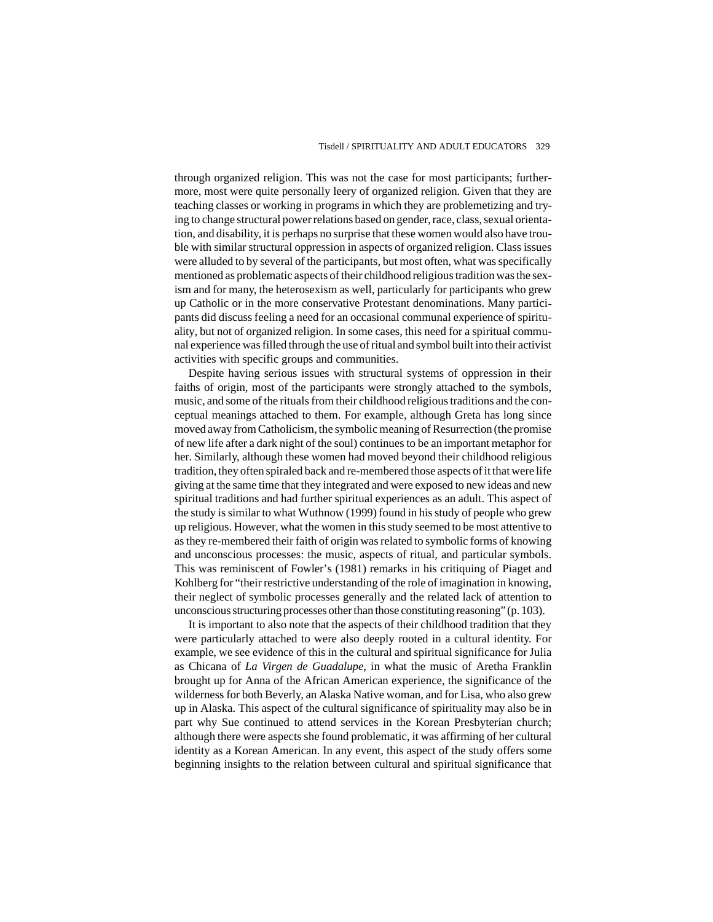through organized religion. This was not the case for most participants; furthermore, most were quite personally leery of organized religion. Given that they are teaching classes or working in programs in which they are problemetizing and trying to change structural power relations based on gender, race, class, sexual orientation, and disability, it is perhaps no surprise that these women would also have trouble with similar structural oppression in aspects of organized religion. Class issues were alluded to by several of the participants, but most often, what was specifically mentioned as problematic aspects of their childhood religious tradition was the sexism and for many, the heterosexism as well, particularly for participants who grew up Catholic or in the more conservative Protestant denominations. Many participants did discuss feeling a need for an occasional communal experience of spirituality, but not of organized religion. In some cases, this need for a spiritual communal experience was filled through the use of ritual and symbol built into their activist activities with specific groups and communities.

Despite having serious issues with structural systems of oppression in their faiths of origin, most of the participants were strongly attached to the symbols, music, and some of the rituals from their childhood religious traditions and the conceptual meanings attached to them. For example, although Greta has long since moved away from Catholicism, the symbolic meaning of Resurrection (the promise of new life after a dark night of the soul) continues to be an important metaphor for her. Similarly, although these women had moved beyond their childhood religious tradition, they often spiraled back and re-membered those aspects of it that were life giving at the same time that they integrated and were exposed to new ideas and new spiritual traditions and had further spiritual experiences as an adult. This aspect of the study is similar to what Wuthnow (1999) found in his study of people who grew up religious. However, what the women in this study seemed to be most attentive to as they re-membered their faith of origin was related to symbolic forms of knowing and unconscious processes: the music, aspects of ritual, and particular symbols. This was reminiscent of Fowler's (1981) remarks in his critiquing of Piaget and Kohlberg for "their restrictive understanding of the role of imagination in knowing, their neglect of symbolic processes generally and the related lack of attention to unconscious structuring processes other than those constituting reasoning" (p. 103).

It is important to also note that the aspects of their childhood tradition that they were particularly attached to were also deeply rooted in a cultural identity. For example, we see evidence of this in the cultural and spiritual significance for Julia as Chicana of *La Virgen de Guadalupe*, in what the music of Aretha Franklin brought up for Anna of the African American experience, the significance of the wilderness for both Beverly, an Alaska Native woman, and for Lisa, who also grew up in Alaska. This aspect of the cultural significance of spirituality may also be in part why Sue continued to attend services in the Korean Presbyterian church; although there were aspects she found problematic, it was affirming of her cultural identity as a Korean American. In any event, this aspect of the study offers some beginning insights to the relation between cultural and spiritual significance that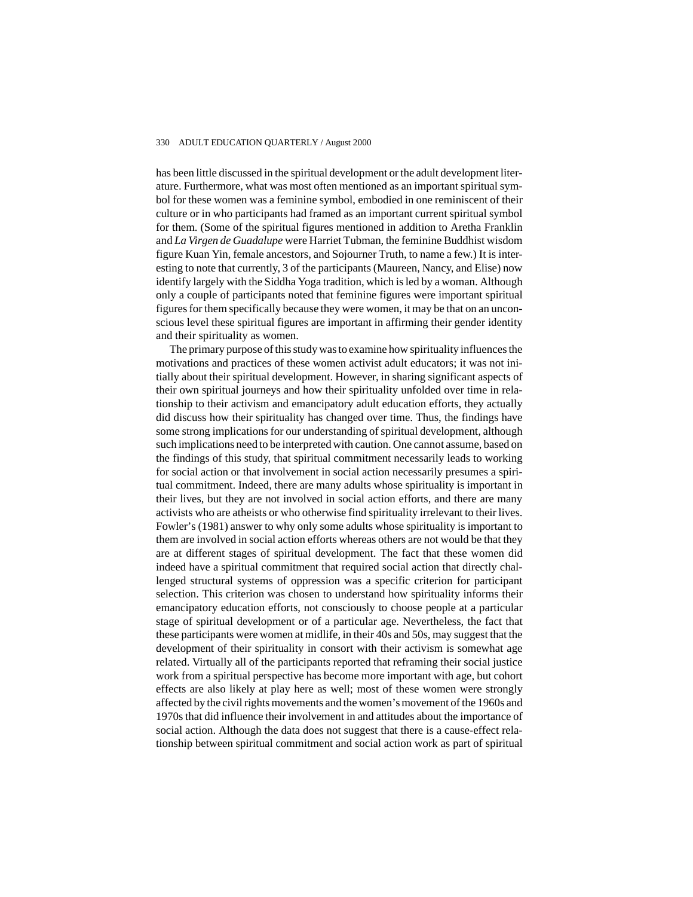has been little discussed in the spiritual development or the adult development literature. Furthermore, what was most often mentioned as an important spiritual symbol for these women was a feminine symbol, embodied in one reminiscent of their culture or in who participants had framed as an important current spiritual symbol for them. (Some of the spiritual figures mentioned in addition to Aretha Franklin and *La Virgen de Guadalupe* were Harriet Tubman, the feminine Buddhist wisdom figure Kuan Yin, female ancestors, and Sojourner Truth, to name a few.) It is interesting to note that currently, 3 of the participants (Maureen, Nancy, and Elise) now identify largely with the Siddha Yoga tradition, which is led by a woman. Although only a couple of participants noted that feminine figures were important spiritual figures for them specifically because they were women, it may be that on an unconscious level these spiritual figures are important in affirming their gender identity and their spirituality as women.

The primary purpose of this study was to examine how spirituality influences the motivations and practices of these women activist adult educators; it was not initially about their spiritual development. However, in sharing significant aspects of their own spiritual journeys and how their spirituality unfolded over time in relationship to their activism and emancipatory adult education efforts, they actually did discuss how their spirituality has changed over time. Thus, the findings have some strong implications for our understanding of spiritual development, although such implications need to be interpreted with caution. One cannot assume, based on the findings of this study, that spiritual commitment necessarily leads to working for social action or that involvement in social action necessarily presumes a spiritual commitment. Indeed, there are many adults whose spirituality is important in their lives, but they are not involved in social action efforts, and there are many activists who are atheists or who otherwise find spirituality irrelevant to their lives. Fowler's (1981) answer to why only some adults whose spirituality is important to them are involved in social action efforts whereas others are not would be that they are at different stages of spiritual development. The fact that these women did indeed have a spiritual commitment that required social action that directly challenged structural systems of oppression was a specific criterion for participant selection. This criterion was chosen to understand how spirituality informs their emancipatory education efforts, not consciously to choose people at a particular stage of spiritual development or of a particular age. Nevertheless, the fact that these participants were women at midlife, in their 40s and 50s, may suggest that the development of their spirituality in consort with their activism is somewhat age related. Virtually all of the participants reported that reframing their social justice work from a spiritual perspective has become more important with age, but cohort effects are also likely at play here as well; most of these women were strongly affected by the civil rights movements and the women's movement of the 1960s and 1970s that did influence their involvement in and attitudes about the importance of social action. Although the data does not suggest that there is a cause-effect relationship between spiritual commitment and social action work as part of spiritual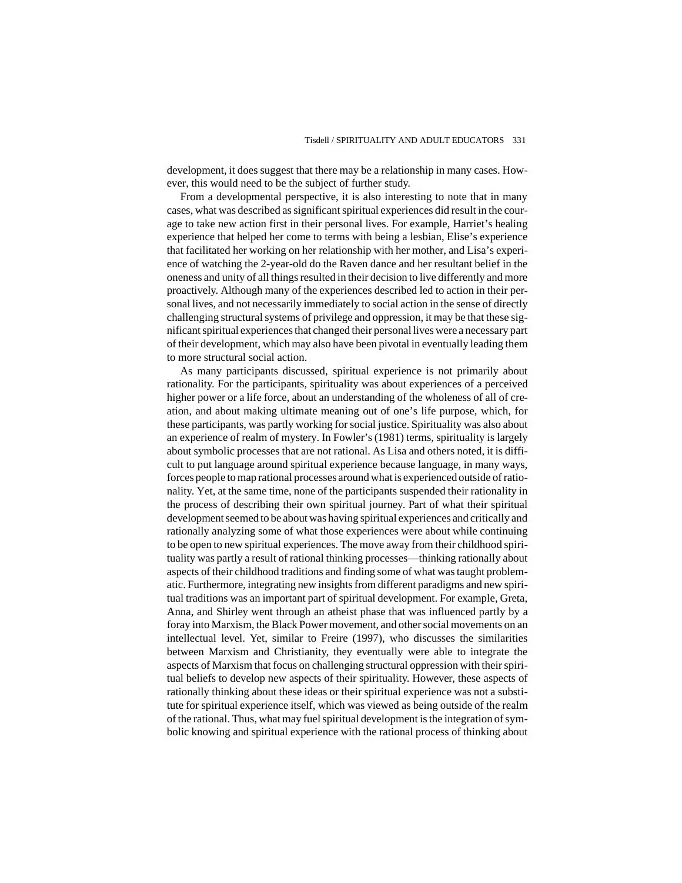development, it does suggest that there may be a relationship in many cases. However, this would need to be the subject of further study.

From a developmental perspective, it is also interesting to note that in many cases, what was described as significant spiritual experiences did result in the courage to take new action first in their personal lives. For example, Harriet's healing experience that helped her come to terms with being a lesbian, Elise's experience that facilitated her working on her relationship with her mother, and Lisa's experience of watching the 2-year-old do the Raven dance and her resultant belief in the oneness and unity of all things resulted in their decision to live differently and more proactively. Although many of the experiences described led to action in their personal lives, and not necessarily immediately to social action in the sense of directly challenging structural systems of privilege and oppression, it may be that these significant spiritual experiences that changed their personal lives were a necessary part of their development, which may also have been pivotal in eventually leading them to more structural social action.

As many participants discussed, spiritual experience is not primarily about rationality. For the participants, spirituality was about experiences of a perceived higher power or a life force, about an understanding of the wholeness of all of creation, and about making ultimate meaning out of one's life purpose, which, for these participants, was partly working for social justice. Spirituality was also about an experience of realm of mystery. In Fowler's (1981) terms, spirituality is largely about symbolic processes that are not rational. As Lisa and others noted, it is difficult to put language around spiritual experience because language, in many ways, forces people to map rational processes around what is experienced outside of rationality. Yet, at the same time, none of the participants suspended their rationality in the process of describing their own spiritual journey. Part of what their spiritual development seemed to be about was having spiritual experiences and critically and rationally analyzing some of what those experiences were about while continuing to be open to new spiritual experiences. The move away from their childhood spirituality was partly a result of rational thinking processes—thinking rationally about aspects of their childhood traditions and finding some of what was taught problematic. Furthermore, integrating new insights from different paradigms and new spiritual traditions was an important part of spiritual development. For example, Greta, Anna, and Shirley went through an atheist phase that was influenced partly by a foray into Marxism, the Black Power movement, and other social movements on an intellectual level. Yet, similar to Freire (1997), who discusses the similarities between Marxism and Christianity, they eventually were able to integrate the aspects of Marxism that focus on challenging structural oppression with their spiritual beliefs to develop new aspects of their spirituality. However, these aspects of rationally thinking about these ideas or their spiritual experience was not a substitute for spiritual experience itself, which was viewed as being outside of the realm of the rational. Thus, what may fuel spiritual development is the integration of symbolic knowing and spiritual experience with the rational process of thinking about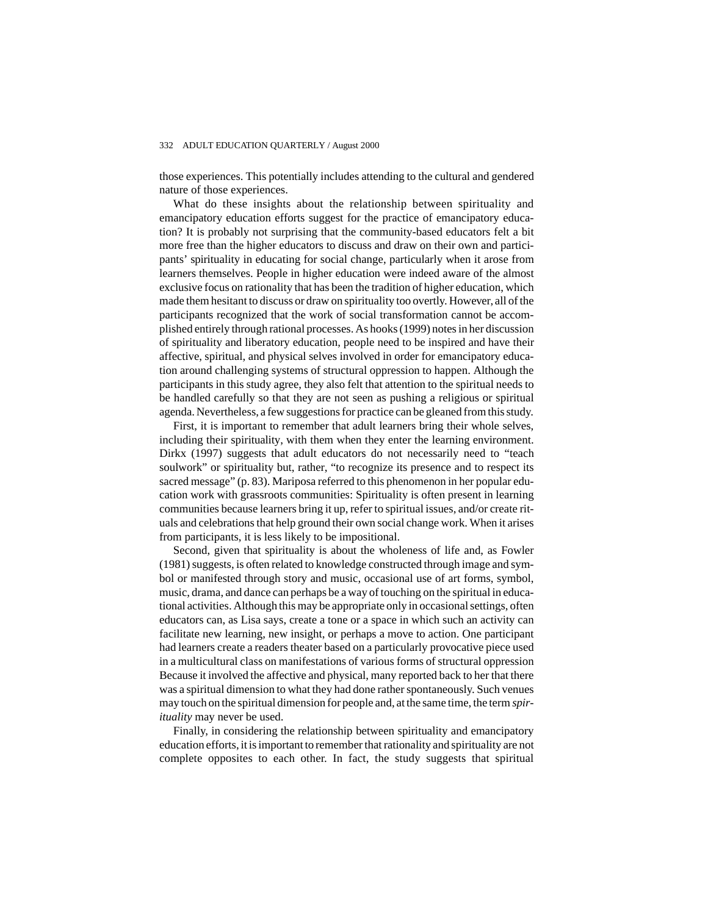those experiences. This potentially includes attending to the cultural and gendered nature of those experiences.

What do these insights about the relationship between spirituality and emancipatory education efforts suggest for the practice of emancipatory education? It is probably not surprising that the community-based educators felt a bit more free than the higher educators to discuss and draw on their own and participants' spirituality in educating for social change, particularly when it arose from learners themselves. People in higher education were indeed aware of the almost exclusive focus on rationality that has been the tradition of higher education, which made them hesitant to discuss or draw on spirituality too overtly. However, all of the participants recognized that the work of social transformation cannot be accomplished entirely through rational processes. As hooks (1999) notes in her discussion of spirituality and liberatory education, people need to be inspired and have their affective, spiritual, and physical selves involved in order for emancipatory education around challenging systems of structural oppression to happen. Although the participants in this study agree, they also felt that attention to the spiritual needs to be handled carefully so that they are not seen as pushing a religious or spiritual agenda. Nevertheless, a few suggestions for practice can be gleaned from this study.

First, it is important to remember that adult learners bring their whole selves, including their spirituality, with them when they enter the learning environment. Dirkx (1997) suggests that adult educators do not necessarily need to "teach soulwork" or spirituality but, rather, "to recognize its presence and to respect its sacred message" (p. 83). Mariposa referred to this phenomenon in her popular education work with grassroots communities: Spirituality is often present in learning communities because learners bring it up, refer to spiritual issues, and/or create rituals and celebrations that help ground their own social change work. When it arises from participants, it is less likely to be impositional.

Second, given that spirituality is about the wholeness of life and, as Fowler (1981) suggests, is often related to knowledge constructed through image and symbol or manifested through story and music, occasional use of art forms, symbol, music, drama, and dance can perhaps be a way of touching on the spiritual in educational activities. Although this may be appropriate only in occasional settings, often educators can, as Lisa says, create a tone or a space in which such an activity can facilitate new learning, new insight, or perhaps a move to action. One participant had learners create a readers theater based on a particularly provocative piece used in a multicultural class on manifestations of various forms of structural oppression Because it involved the affective and physical, many reported back to her that there was a spiritual dimension to what they had done rather spontaneously. Such venues may touch on the spiritual dimension for people and, at the same time, the term *spirituality* may never be used.

Finally, in considering the relationship between spirituality and emancipatory education efforts, it is important to remember that rationality and spirituality are not complete opposites to each other. In fact, the study suggests that spiritual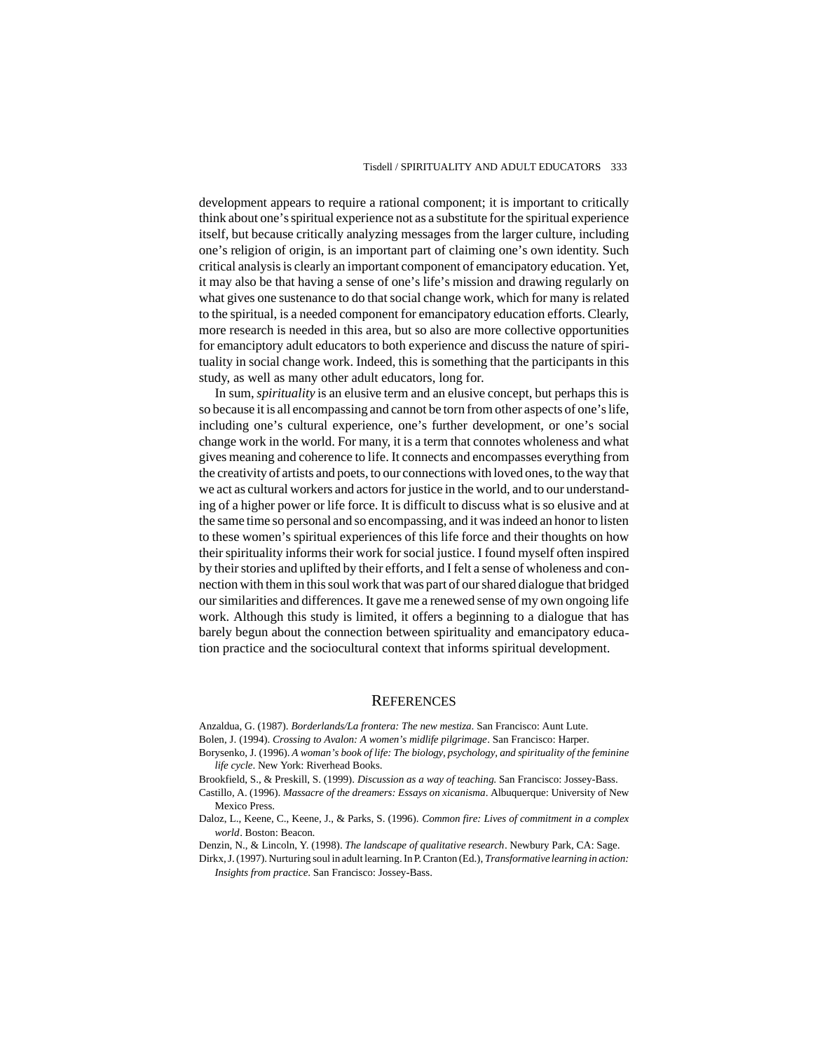development appears to require a rational component; it is important to critically think about one's spiritual experience not as a substitute for the spiritual experience itself, but because critically analyzing messages from the larger culture, including one's religion of origin, is an important part of claiming one's own identity. Such critical analysis is clearly an important component of emancipatory education. Yet, it may also be that having a sense of one's life's mission and drawing regularly on what gives one sustenance to do that social change work, which for many is related to the spiritual, is a needed component for emancipatory education efforts. Clearly, more research is needed in this area, but so also are more collective opportunities for emanciptory adult educators to both experience and discuss the nature of spirituality in social change work. Indeed, this is something that the participants in this study, as well as many other adult educators, long for.

In sum, *spirituality* is an elusive term and an elusive concept, but perhaps this is so because it is all encompassing and cannot be torn from other aspects of one's life, including one's cultural experience, one's further development, or one's social change work in the world. For many, it is a term that connotes wholeness and what gives meaning and coherence to life. It connects and encompasses everything from the creativity of artists and poets, to our connections with loved ones, to the way that we act as cultural workers and actors for justice in the world, and to our understanding of a higher power or life force. It is difficult to discuss what is so elusive and at the same time so personal and so encompassing, and it was indeed an honor to listen to these women's spiritual experiences of this life force and their thoughts on how their spirituality informs their work for social justice. I found myself often inspired by their stories and uplifted by their efforts, and I felt a sense of wholeness and connection with them in this soul work that was part of our shared dialogue that bridged our similarities and differences. It gave me a renewed sense of my own ongoing life work. Although this study is limited, it offers a beginning to a dialogue that has barely begun about the connection between spirituality and emancipatory education practice and the sociocultural context that informs spiritual development.

## REFERENCES

Anzaldua, G. (1987). *Borderlands/La frontera: The new mestiza*. San Francisco: Aunt Lute.

Bolen, J. (1994). *Crossing to Avalon: A women's midlife pilgrimage*. San Francisco: Harper.

Borysenko, J. (1996). *A woman's book of life: The biology, psychology, and spirituality of the feminine life cycle*. New York: Riverhead Books.

Brookfield, S., & Preskill, S. (1999). *Discussion as a way of teaching.* San Francisco: Jossey-Bass.

Castillo, A. (1996). *Massacre of the dreamers: Essays on xicanisma*. Albuquerque: University of New Mexico Press.

Daloz, L., Keene, C., Keene, J., & Parks, S. (1996). *Common fire: Lives of commitment in a complex world*. Boston: Beacon.

Denzin, N., & Lincoln, Y. (1998). *The landscape of qualitative research*. Newbury Park, CA: Sage.

Dirkx, J. (1997). Nurturing soul in adult learning. In P. Cranton (Ed.), *Transformative learning in action: Insights from practice*. San Francisco: Jossey-Bass.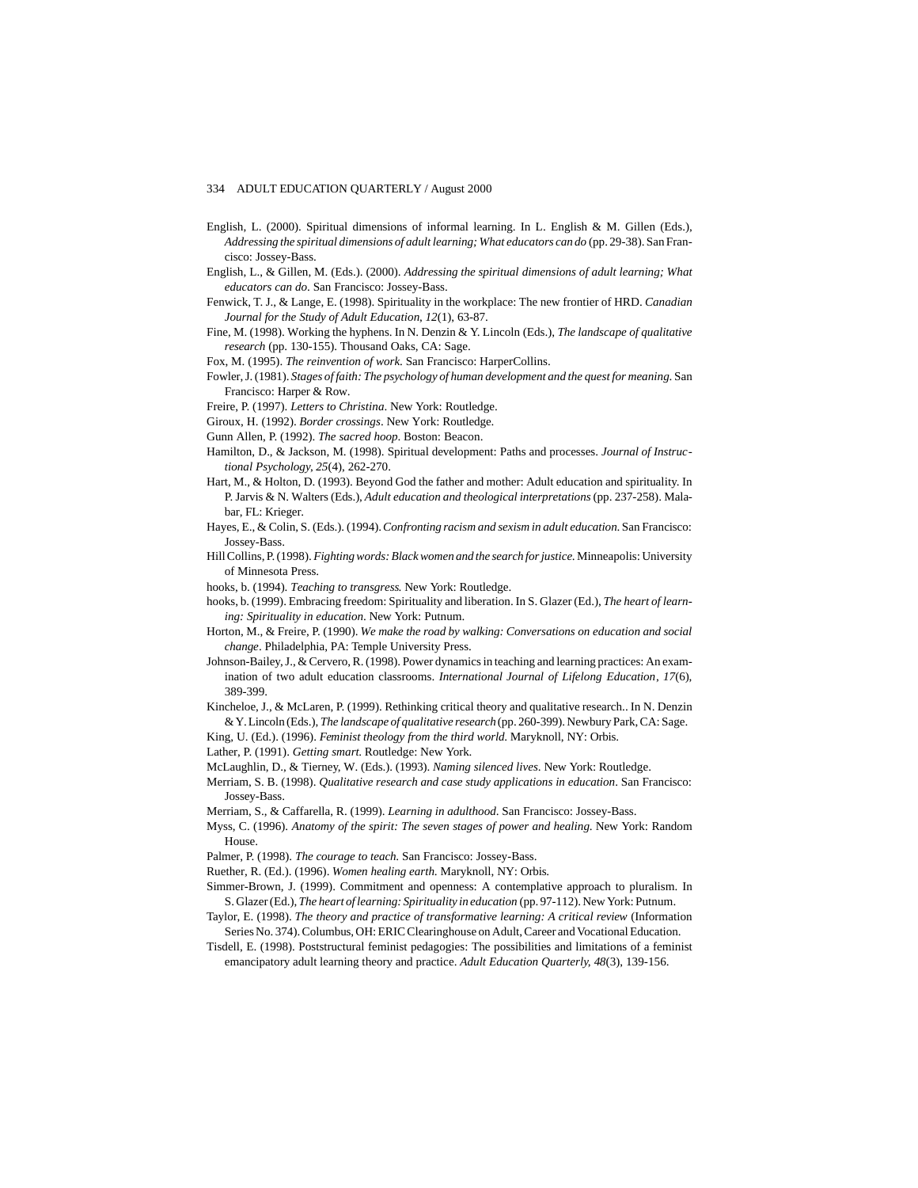English, L. (2000). Spiritual dimensions of informal learning. In L. English & M. Gillen (Eds.), *Addressing the spiritual dimensions of adult learning; What educators can do* (pp. 29-38). San Francisco: Jossey-Bass.

English, L., & Gillen, M. (Eds.). (2000). *Addressing the spiritual dimensions of adult learning; What educators can do*. San Francisco: Jossey-Bass.

Fenwick, T. J., & Lange, E. (1998). Spirituality in the workplace: The new frontier of HRD. *Canadian Journal for the Study of Adult Education, 12*(1), 63-87.

Fine, M. (1998). Working the hyphens. In N. Denzin & Y. Lincoln (Eds.), *The landscape of qualitative research* (pp. 130-155). Thousand Oaks, CA: Sage.

Fox, M. (1995). *The reinvention of work.* San Francisco: HarperCollins.

Fowler, J. (1981). *Stages of faith: The psychology of human development and the quest for meaning.* San Francisco: Harper & Row.

Freire, P. (1997). *Letters to Christina*. New York: Routledge.

Giroux, H. (1992). *Border crossings*. New York: Routledge.

Gunn Allen, P. (1992). *The sacred hoop*. Boston: Beacon.

Hamilton, D., & Jackson, M. (1998). Spiritual development: Paths and processes. *Journal of Instructional Psychology, 25*(4), 262-270.

Hart, M., & Holton, D. (1993). Beyond God the father and mother: Adult education and spirituality. In P. Jarvis & N. Walters (Eds.), *Adult education and theological interpretations* (pp. 237-258). Malabar, FL: Krieger.

Hayes, E., & Colin, S. (Eds.). (1994). *Confronting racism and sexism in adult education.* San Francisco: Jossey-Bass.

Hill Collins, P. (1998). *Fighting words: Black women and the search for justice.* Minneapolis: University of Minnesota Press.

hooks, b. (1994). *Teaching to transgress.* New York: Routledge.

hooks, b. (1999). Embracing freedom: Spirituality and liberation. In S. Glazer (Ed.), *The heart of learning: Spirituality in education.* New York: Putnum.

Horton, M., & Freire, P. (1990). *We make the road by walking: Conversations on education and social change*. Philadelphia, PA: Temple University Press.

Johnson-Bailey, J., & Cervero, R. (1998). Power dynamics in teaching and learning practices: An examination of two adult education classrooms. *International Journal of Lifelong Education*, *17*(6), 389-399.

Kincheloe, J., & McLaren, P. (1999). Rethinking critical theory and qualitative research.. In N. Denzin & Y. Lincoln (Eds.), *The landscape of qualitative research* (pp. 260-399). Newbury Park, CA: Sage.

King, U. (Ed.). (1996). *Feminist theology from the third world.* Maryknoll, NY: Orbis.

Lather, P. (1991). *Getting smart.* Routledge: New York.

McLaughlin, D., & Tierney, W. (Eds.). (1993). *Naming silenced lives*. New York: Routledge.

Merriam, S. B. (1998). *Qualitative research and case study applications in education*. San Francisco: Jossey-Bass.

Merriam, S., & Caffarella, R. (1999). *Learning in adulthood*. San Francisco: Jossey-Bass.

Myss, C. (1996). *Anatomy of the spirit: The seven stages of power and healing.* New York: Random House.

Palmer, P. (1998). *The courage to teach.* San Francisco: Jossey-Bass.

Ruether, R. (Ed.). (1996). *Women healing earth.* Maryknoll, NY: Orbis.

Simmer-Brown, J. (1999). Commitment and openness: A contemplative approach to pluralism. In S. Glazer (Ed.), *The heart of learning: Spirituality in education* (pp. 97-112). New York: Putnum.

Taylor, E. (1998). *The theory and practice of transformative learning: A critical review* (Information Series No. 374). Columbus, OH: ERIC Clearinghouse on Adult, Career and Vocational Education.

Tisdell, E. (1998). Poststructural feminist pedagogies: The possibilities and limitations of a feminist emancipatory adult learning theory and practice. *Adult Education Quarterly, 48*(3), 139-156.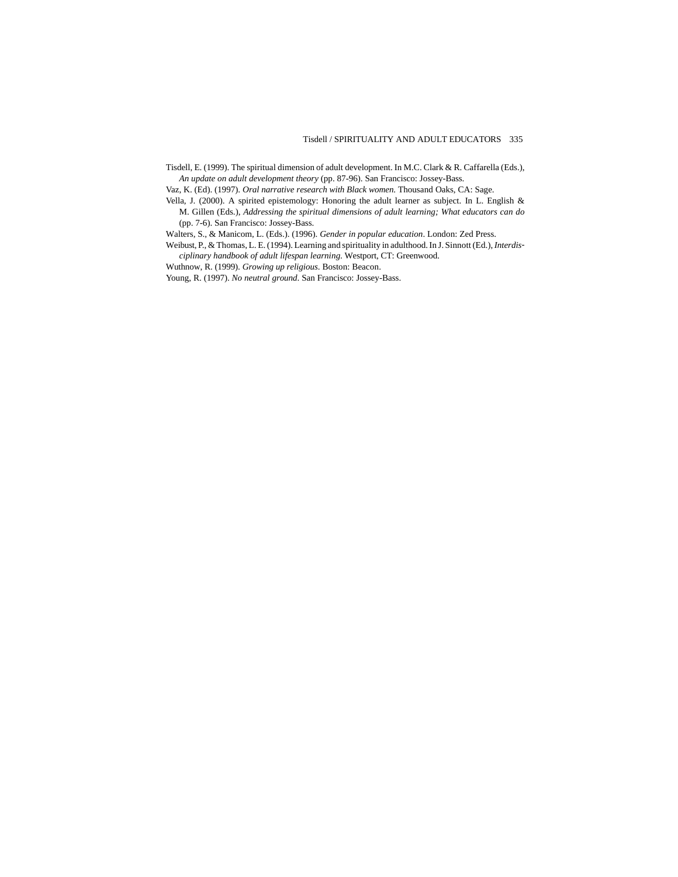Tisdell, E. (1999). The spiritual dimension of adult development. In M.C. Clark & R. Caffarella (Eds.), *An update on adult development theory* (pp. 87-96). San Francisco: Jossey-Bass.

Vaz, K. (Ed). (1997). *Oral narrative research with Black women.* Thousand Oaks, CA: Sage.

Vella, J. (2000). A spirited epistemology: Honoring the adult learner as subject. In L. English & M. Gillen (Eds.), *Addressing the spiritual dimensions of adult learning; What educators can do* (pp. 7-6). San Francisco: Jossey-Bass.

Walters, S., & Manicom, L. (Eds.). (1996). *Gender in popular education*. London: Zed Press.

Weibust, P., & Thomas, L. E. (1994). Learning and spirituality in adulthood. In J. Sinnott (Ed.), *Interdisciplinary handbook of adult lifespan learning.* Westport, CT: Greenwood.

Wuthnow, R. (1999). *Growing up religious.* Boston: Beacon.

Young, R. (1997). *No neutral ground.* San Francisco: Jossey-Bass.